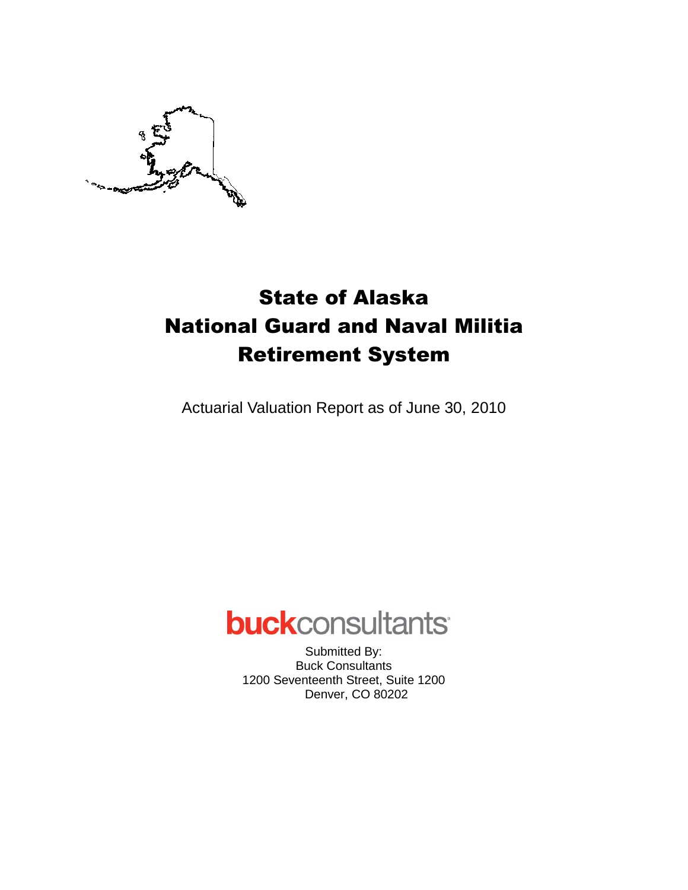# State of Alaska National Guard and Naval Militia Retirement System

Actuarial Valuation Report as of June 30, 2010

**buck**consultants

Submitted By:
Buck Consultants
1200 Seventeenth Street, Suite 1200
Denver, CO 80202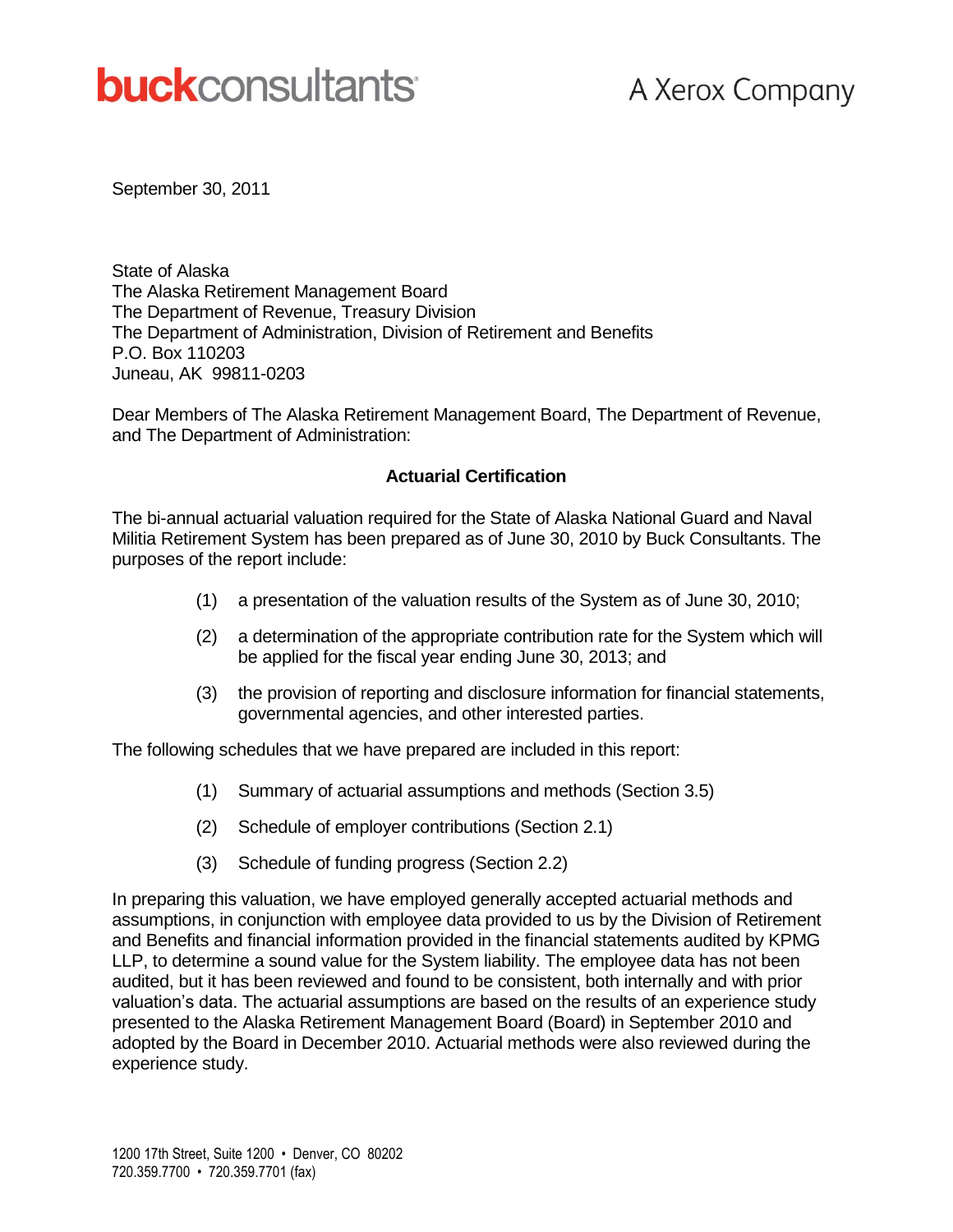**buck**consultants

A Xerox Company

September 30, 2011

State of Alaska
The Alaska Retirement Management Board
The Department of Revenue, Treasury Division
The Department of Administration, Division of Retirement and Benefits
P.O. Box 110203
Juneau, AK 99811-0203

Dear Members of The Alaska Retirement Management Board, The Department of Revenue, and The Department of Administration:

**Actuarial Certification**

The bi-annual actuarial valuation required for the State of Alaska National Guard and Naval Militia Retirement System has been prepared as of June 30, 2010 by Buck Consultants. The purposes of the report include:

(1) a presentation of the valuation results of the System as of June 30, 2010;

(2) a determination of the appropriate contribution rate for the System which will be applied for the fiscal year ending June 30, 2013; and

(3) the provision of reporting and disclosure information for financial statements, governmental agencies, and other interested parties.

The following schedules that we have prepared are included in this report:

(1) Summary of actuarial assumptions and methods (Section 3.5)

(2) Schedule of employer contributions (Section 2.1)

(3) Schedule of funding progress (Section 2.2)

In preparing this valuation, we have employed generally accepted actuarial methods and assumptions, in conjunction with employee data provided to us by the Division of Retirement and Benefits and financial information provided in the financial statements audited by KPMG LLP, to determine a sound value for the System liability. The employee data has not been audited, but it has been reviewed and found to be consistent, both internally and with prior valuation's data. The actuarial assumptions are based on the results of an experience study presented to the Alaska Retirement Management Board (Board) in September 2010 and adopted by the Board in December 2010. Actuarial methods were also reviewed during the experience study.

1200 17th Street, Suite 1200 • Denver, CO 80202
720.359.7700 • 720.359.7701 (fax)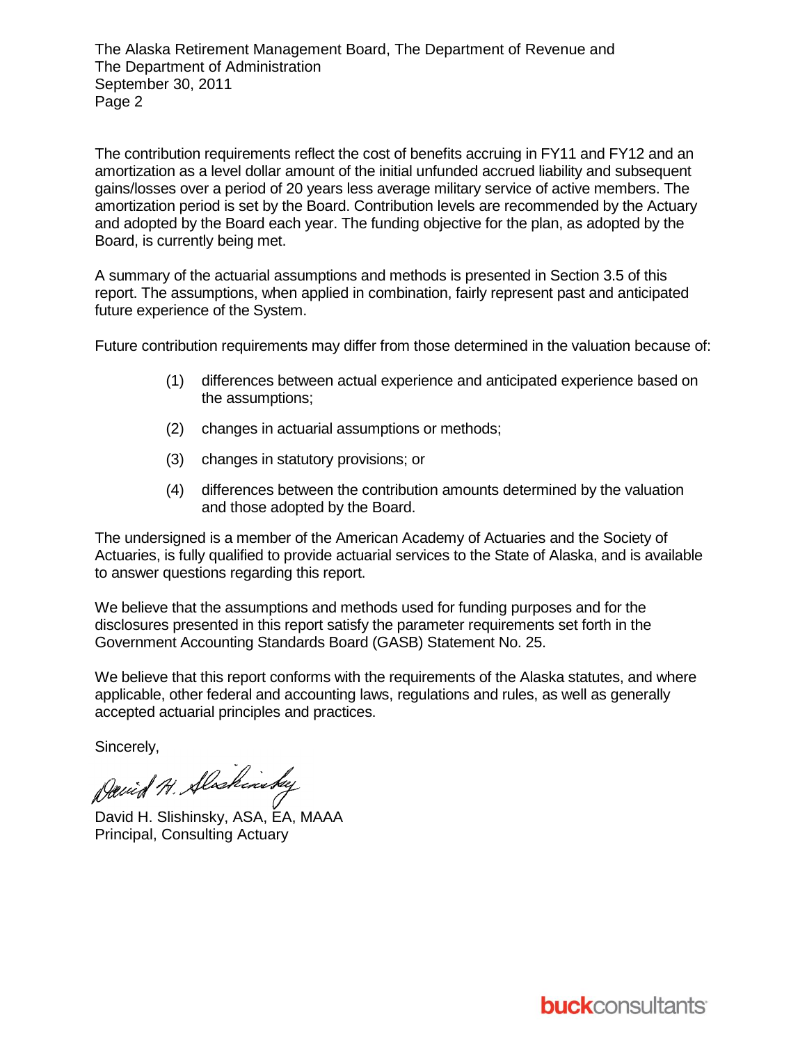The contribution requirements reflect the cost of benefits accruing in FY11 and FY12 and an amortization as a level dollar amount of the initial unfunded accrued liability and subsequent gains/losses over a period of 20 years less average military service of active members. The amortization period is set by the Board. Contribution levels are recommended by the Actuary and adopted by the Board each year. The funding objective for the plan, as adopted by the Board, is currently being met.

A summary of the actuarial assumptions and methods is presented in Section 3.5 of this report. The assumptions, when applied in combination, fairly represent past and anticipated future experience of the System.

Future contribution requirements may differ from those determined in the valuation because of:

(1) differences between actual experience and anticipated experience based on the assumptions;

(2) changes in actuarial assumptions or methods;

(3) changes in statutory provisions; or

(4) differences between the contribution amounts determined by the valuation and those adopted by the Board.

The undersigned is a member of the American Academy of Actuaries and the Society of Actuaries, is fully qualified to provide actuarial services to the State of Alaska, and is available to answer questions regarding this report.

We believe that the assumptions and methods used for funding purposes and for the disclosures presented in this report satisfy the parameter requirements set forth in the Government Accounting Standards Board (GASB) Statement No. 25.

We believe that this report conforms with the requirements of the Alaska statutes, and where applicable, other federal and accounting laws, regulations and rules, as well as generally accepted actuarial principles and practices.

Sincerely,

David H. Slishinsky

David H. Slishinsky, ASA, EA, MAAA
Principal, Consulting Actuary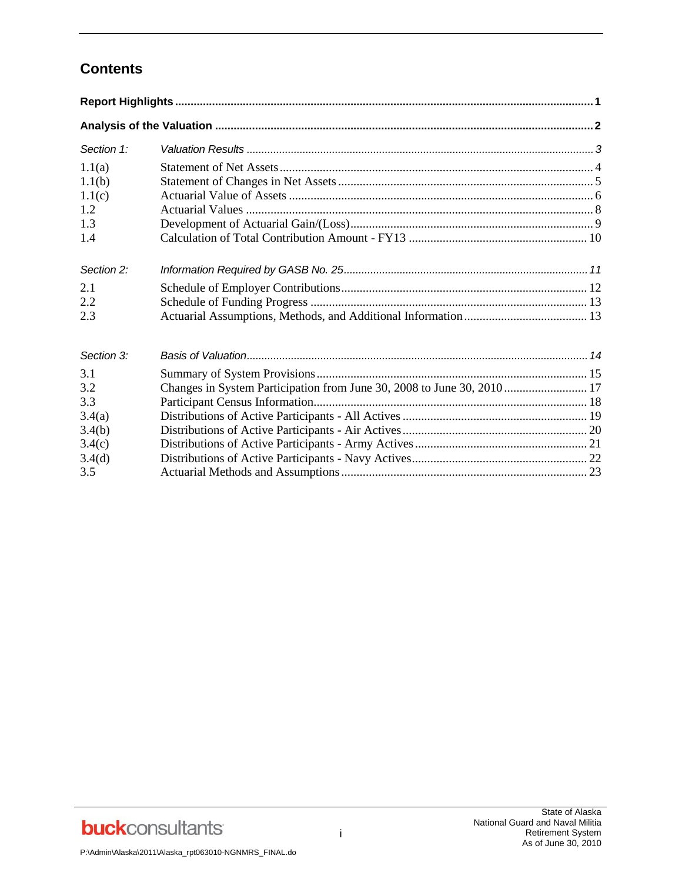# Contents

| | | |
|---|---|---|
| **Report Highlights** | | **1** |
| **Analysis of the Valuation** | | **2** |
| *Section 1:* | *Valuation Results* | *3* |
| 1.1(a) | Statement of Net Assets | 4 |
| 1.1(b) | Statement of Changes in Net Assets | 5 |
| 1.1(c) | Actuarial Value of Assets | 6 |
| 1.2 | Actuarial Values | 8 |
| 1.3 | Development of Actuarial Gain/(Loss) | 9 |
| 1.4 | Calculation of Total Contribution Amount - FY13 | 10 |
| *Section 2:* | *Information Required by GASB No. 25* | *11* |
| 2.1 | Schedule of Employer Contributions | 12 |
| 2.2 | Schedule of Funding Progress | 13 |
| 2.3 | Actuarial Assumptions, Methods, and Additional Information | 13 |
| *Section 3:* | *Basis of Valuation* | *14* |
| 3.1 | Summary of System Provisions | 15 |
| 3.2 | Changes in System Participation from June 30, 2008 to June 30, 2010 | 17 |
| 3.3 | Participant Census Information | 18 |
| 3.4(a) | Distributions of Active Participants - All Actives | 19 |
| 3.4(b) | Distributions of Active Participants - Air Actives | 20 |
| 3.4(c) | Distributions of Active Participants - Army Actives | 21 |
| 3.4(d) | Distributions of Active Participants - Navy Actives | 22 |
| 3.5 | Actuarial Methods and Assumptions | 23 |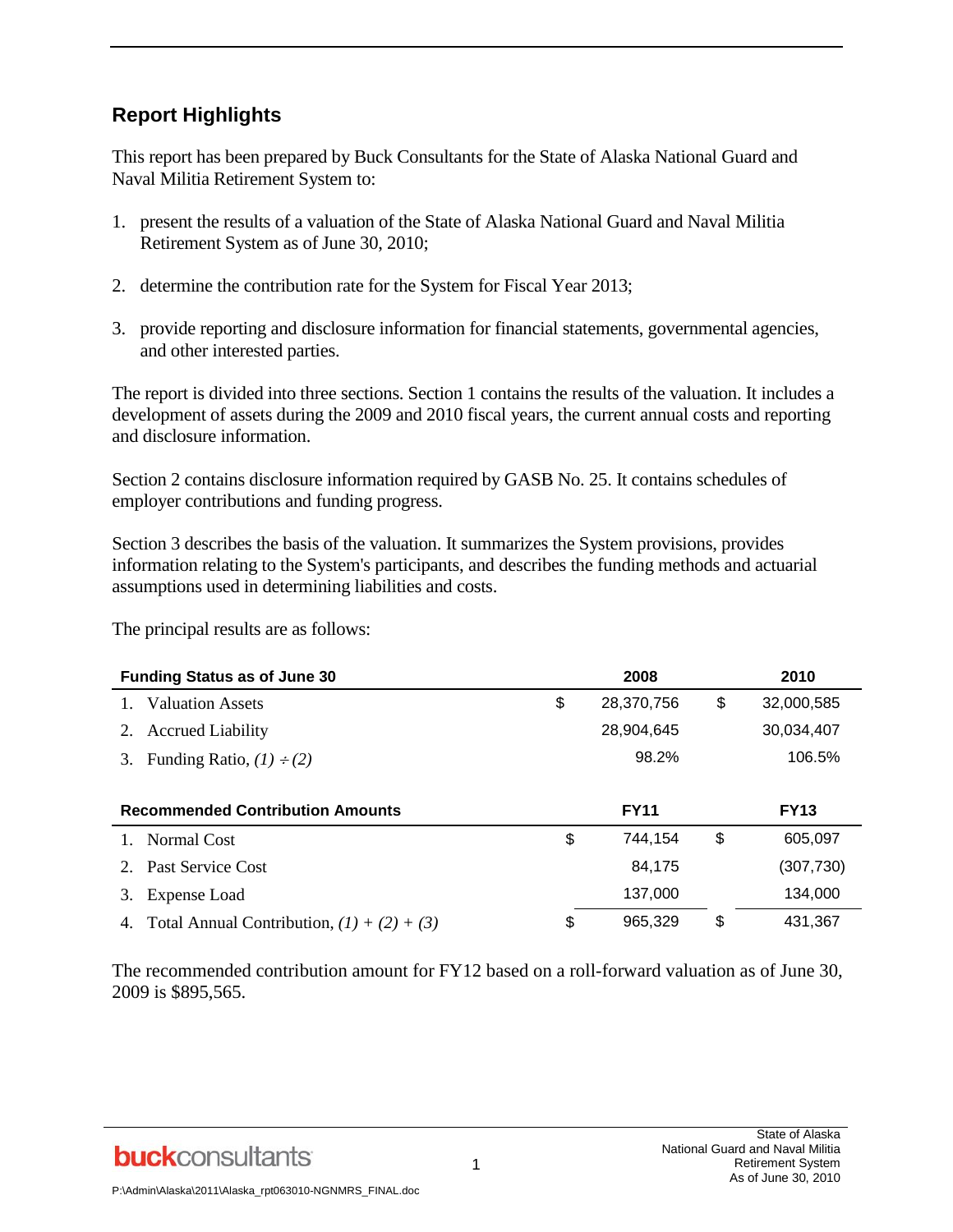## Report Highlights

This report has been prepared by Buck Consultants for the State of Alaska National Guard and Naval Militia Retirement System to:

1. present the results of a valuation of the State of Alaska National Guard and Naval Militia Retirement System as of June 30, 2010;

2. determine the contribution rate for the System for Fiscal Year 2013;

3. provide reporting and disclosure information for financial statements, governmental agencies, and other interested parties.

The report is divided into three sections. Section 1 contains the results of the valuation. It includes a development of assets during the 2009 and 2010 fiscal years, the current annual costs and reporting and disclosure information.

Section 2 contains disclosure information required by GASB No. 25. It contains schedules of employer contributions and funding progress.

Section 3 describes the basis of the valuation. It summarizes the System provisions, provides information relating to the System's participants, and describes the funding methods and actuarial assumptions used in determining liabilities and costs.

The principal results are as follows:

| **Funding Status as of June 30** | **2008** | **2010** |
|---|---|---|
| 1. Valuation Assets | $ 28,370,756 | $ 32,000,585 |
| 2. Accrued Liability | 28,904,645 | 30,034,407 |
| 3. Funding Ratio, *(1) ÷ (2)* | 98.2% | 106.5% |

| **Recommended Contribution Amounts** | **FY11** | **FY13** |
|---|---|---|
| 1. Normal Cost | $ 744,154 | $ 605,097 |
| 2. Past Service Cost | 84,175 | (307,730) |
| 3. Expense Load | 137,000 | 134,000 |
| 4. Total Annual Contribution, *(1) + (2) + (3)* | $ 965,329 | $ 431,367 |

The recommended contribution amount for FY12 based on a roll-forward valuation as of June 30, 2009 is $895,565.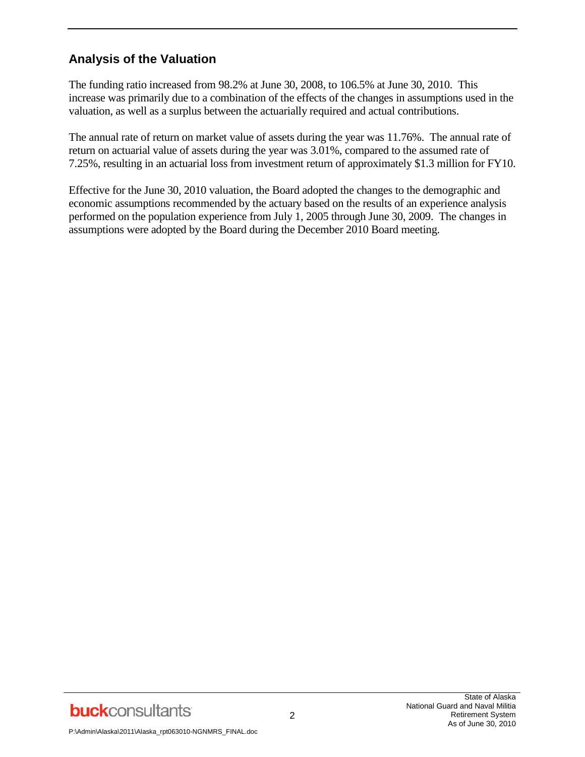## Analysis of the Valuation

The funding ratio increased from 98.2% at June 30, 2008, to 106.5% at June 30, 2010. This increase was primarily due to a combination of the effects of the changes in assumptions used in the valuation, as well as a surplus between the actuarially required and actual contributions.

The annual rate of return on market value of assets during the year was 11.76%. The annual rate of return on actuarial value of assets during the year was 3.01%, compared to the assumed rate of 7.25%, resulting in an actuarial loss from investment return of approximately $1.3 million for FY10.

Effective for the June 30, 2010 valuation, the Board adopted the changes to the demographic and economic assumptions recommended by the actuary based on the results of an experience analysis performed on the population experience from July 1, 2005 through June 30, 2009. The changes in assumptions were adopted by the Board during the December 2010 Board meeting.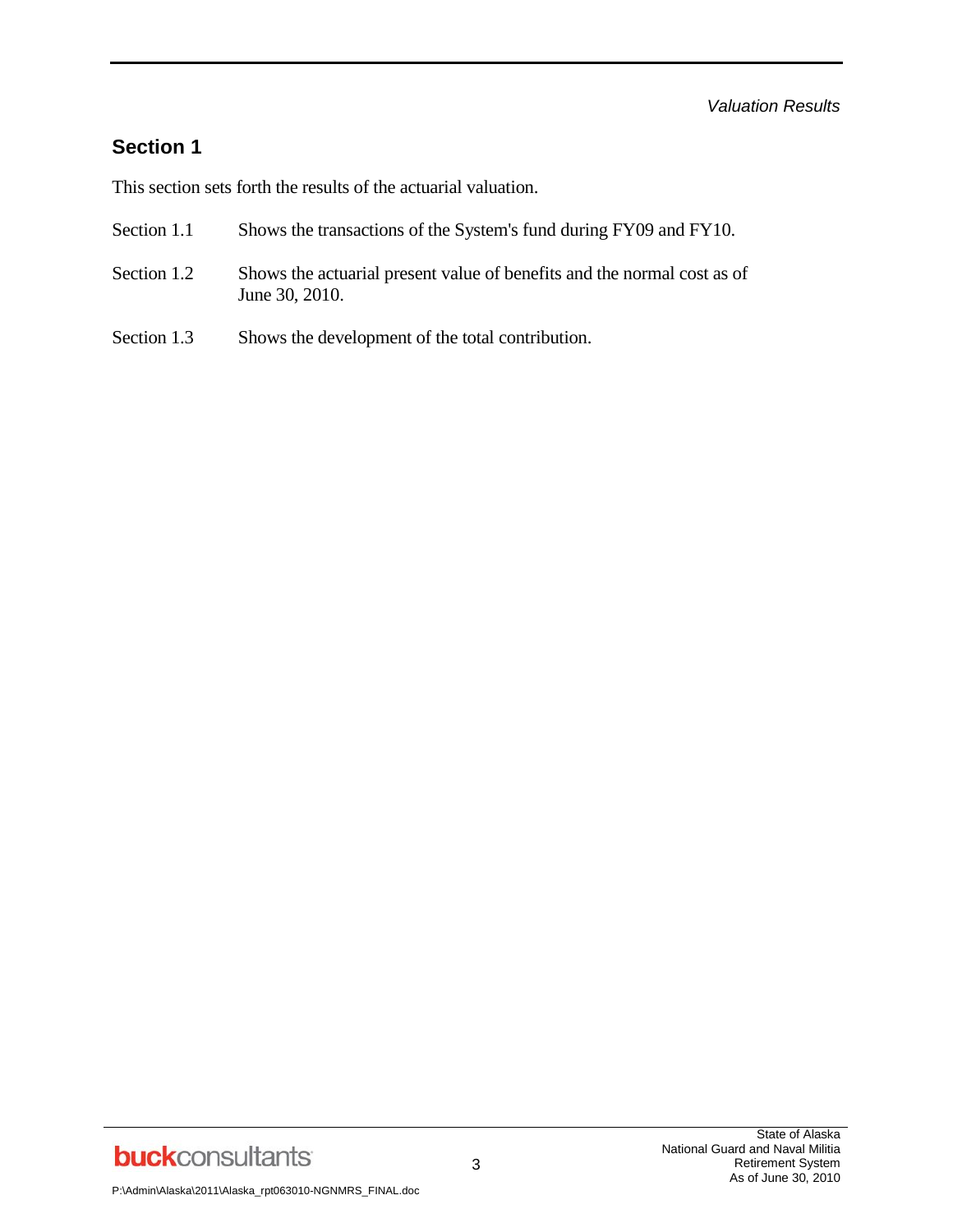*Valuation Results*

## Section 1

This section sets forth the results of the actuarial valuation.

| | |
|---|---|
| Section 1.1 | Shows the transactions of the System's fund during FY09 and FY10. |
| Section 1.2 | Shows the actuarial present value of benefits and the normal cost as of June 30, 2010. |
| Section 1.3 | Shows the development of the total contribution. |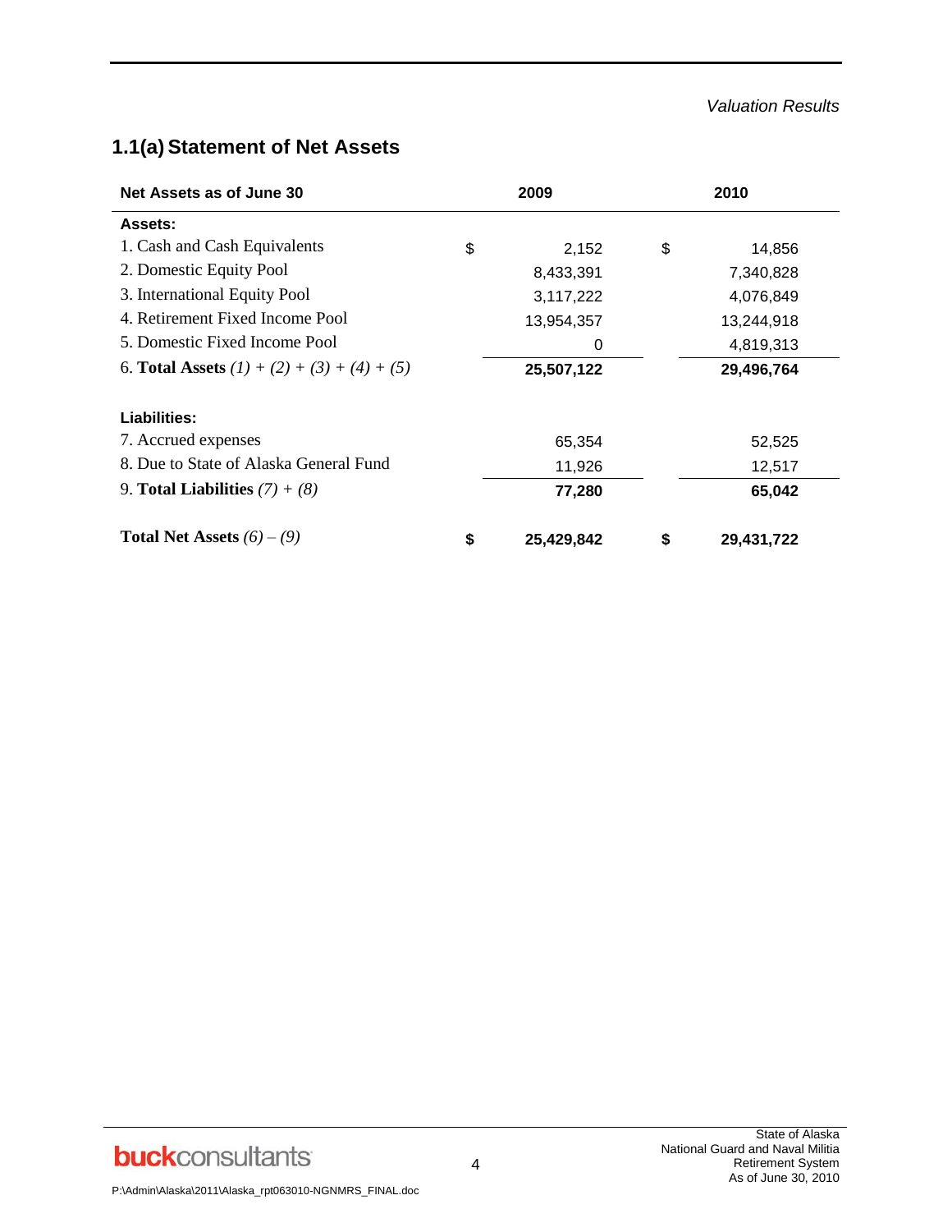## 1.1(a) Statement of Net Assets

| Net Assets as of June 30 | 2009 | 2010 |
|---|---|---|
| **Assets:** | | |
| 1. Cash and Cash Equivalents | $ 2,152 | $ 14,856 |
| 2. Domestic Equity Pool | 8,433,391 | 7,340,828 |
| 3. International Equity Pool | 3,117,222 | 4,076,849 |
| 4. Retirement Fixed Income Pool | 13,954,357 | 13,244,918 |
| 5. Domestic Fixed Income Pool | 0 | 4,819,313 |
| 6. **Total Assets** *(1) + (2) + (3) + (4) + (5)* | **25,507,122** | **29,496,764** |
| | | |
| **Liabilities:** | | |
| 7. Accrued expenses | 65,354 | 52,525 |
| 8. Due to State of Alaska General Fund | 11,926 | 12,517 |
| 9. **Total Liabilities** *(7) + (8)* | **77,280** | **65,042** |
| | | |
| **Total Net Assets** *(6) – (9)* | **$ 25,429,842** | **$ 29,431,722** |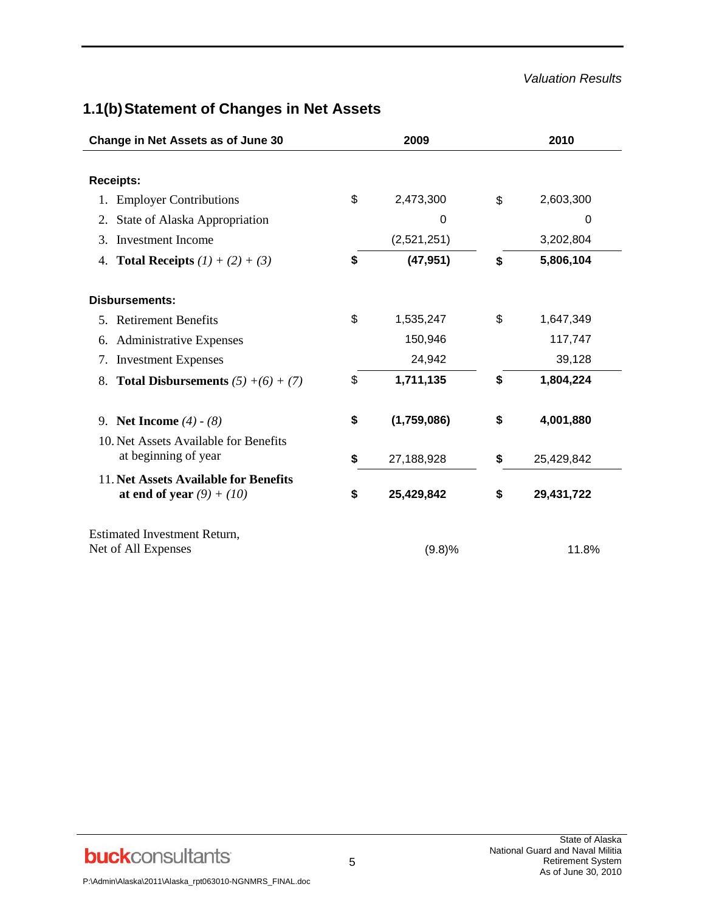*Valuation Results*

## 1.1(b) Statement of Changes in Net Assets

| Change in Net Assets as of June 30 | 2009 | 2010 |
|---|---|---|
| **Receipts:** | | |
| 1. Employer Contributions | $ 2,473,300 | $ 2,603,300 |
| 2. State of Alaska Appropriation | 0 | 0 |
| 3. Investment Income | (2,521,251) | 3,202,804 |
| 4. **Total Receipts** *(1) + (2) + (3)* | **$ (47,951)** | **$ 5,806,104** |
| **Disbursements:** | | |
| 5. Retirement Benefits | $ 1,535,247 | $ 1,647,349 |
| 6. Administrative Expenses | 150,946 | 117,747 |
| 7. Investment Expenses | 24,942 | 39,128 |
| 8. **Total Disbursements** *(5) +(6) + (7)* | $ **1,711,135** | **$ 1,804,224** |
| 9. **Net Income** *(4) - (8)* | **$ (1,759,086)** | **$ 4,001,880** |
| 10. Net Assets Available for Benefits at beginning of year | $ 27,188,928 | $ 25,429,842 |
| 11. **Net Assets Available for Benefits at end of year** *(9) + (10)* | **$ 25,429,842** | **$ 29,431,722** |
| Estimated Investment Return, Net of All Expenses | (9.8)% | 11.8% |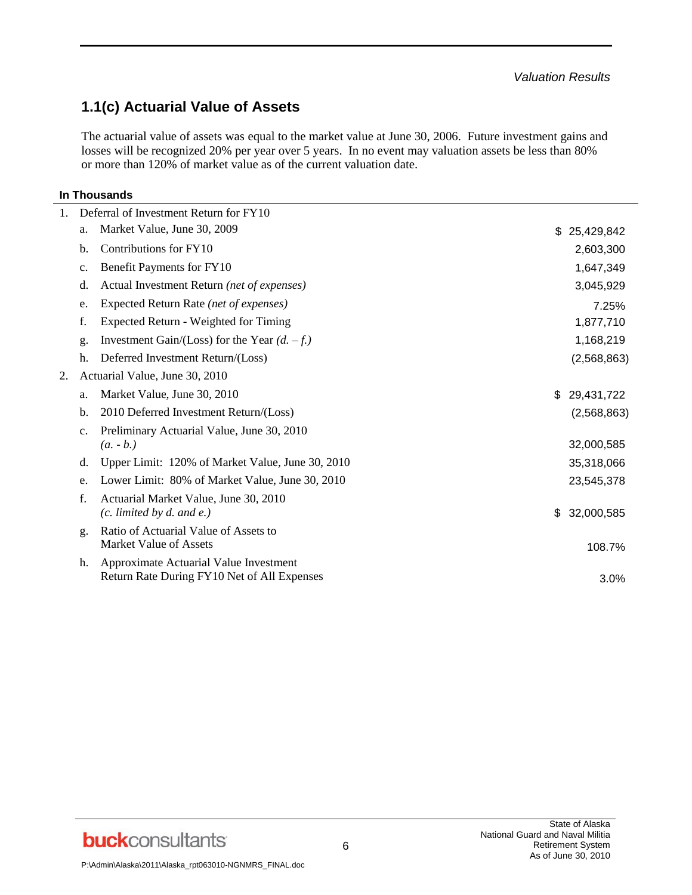## 1.1(c) Actuarial Value of Assets

The actuarial value of assets was equal to the market value at June 30, 2006. Future investment gains and losses will be recognized 20% per year over 5 years. In no event may valuation assets be less than 80% or more than 120% of market value as of the current valuation date.

**In Thousands**

| | | |
|---|---|---|
| 1. | Deferral of Investment Return for FY10 | |
| | a. Market Value, June 30, 2009 | $ 25,429,842 |
| | b. Contributions for FY10 | 2,603,300 |
| | c. Benefit Payments for FY10 | 1,647,349 |
| | d. Actual Investment Return *(net of expenses)* | 3,045,929 |
| | e. Expected Return Rate *(net of expenses)* | 7.25% |
| | f. Expected Return - Weighted for Timing | 1,877,710 |
| | g. Investment Gain/(Loss) for the Year *(d. – f.)* | 1,168,219 |
| | h. Deferred Investment Return/(Loss) | (2,568,863) |
| 2. | Actuarial Value, June 30, 2010 | |
| | a. Market Value, June 30, 2010 | $ 29,431,722 |
| | b. 2010 Deferred Investment Return/(Loss) | (2,568,863) |
| | c. Preliminary Actuarial Value, June 30, 2010 *(a. - b.)* | 32,000,585 |
| | d. Upper Limit: 120% of Market Value, June 30, 2010 | 35,318,066 |
| | e. Lower Limit: 80% of Market Value, June 30, 2010 | 23,545,378 |
| | f. Actuarial Market Value, June 30, 2010 *(c. limited by d. and e.)* | $ 32,000,585 |
| | g. Ratio of Actuarial Value of Assets to Market Value of Assets | 108.7% |
| | h. Approximate Actuarial Value Investment Return Rate During FY10 Net of All Expenses | 3.0% |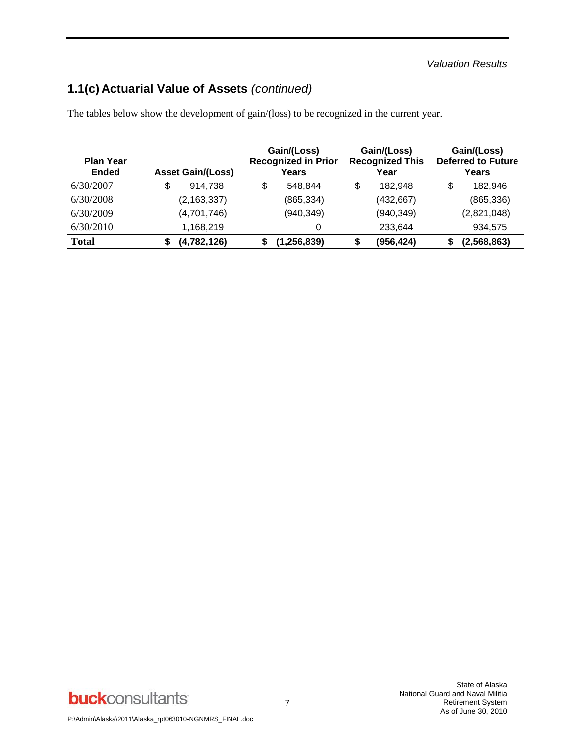## 1.1(c) Actuarial Value of Assets *(continued)*

The tables below show the development of gain/(loss) to be recognized in the current year.

| Plan Year Ended | Asset Gain/(Loss) | Gain/(Loss) Recognized in Prior Years | Gain/(Loss) Recognized This Year | Gain/(Loss) Deferred to Future Years |
|---|---|---|---|---|
| 6/30/2007 | $ 914,738 | $ 548,844 | $ 182,948 | $ 182,946 |
| 6/30/2008 | (2,163,337) | (865,334) | (432,667) | (865,336) |
| 6/30/2009 | (4,701,746) | (940,349) | (940,349) | (2,821,048) |
| 6/30/2010 | 1,168,219 | 0 | 233,644 | 934,575 |
| **Total** | **$ (4,782,126)** | **$ (1,256,839)** | **$ (956,424)** | **$ (2,568,863)** |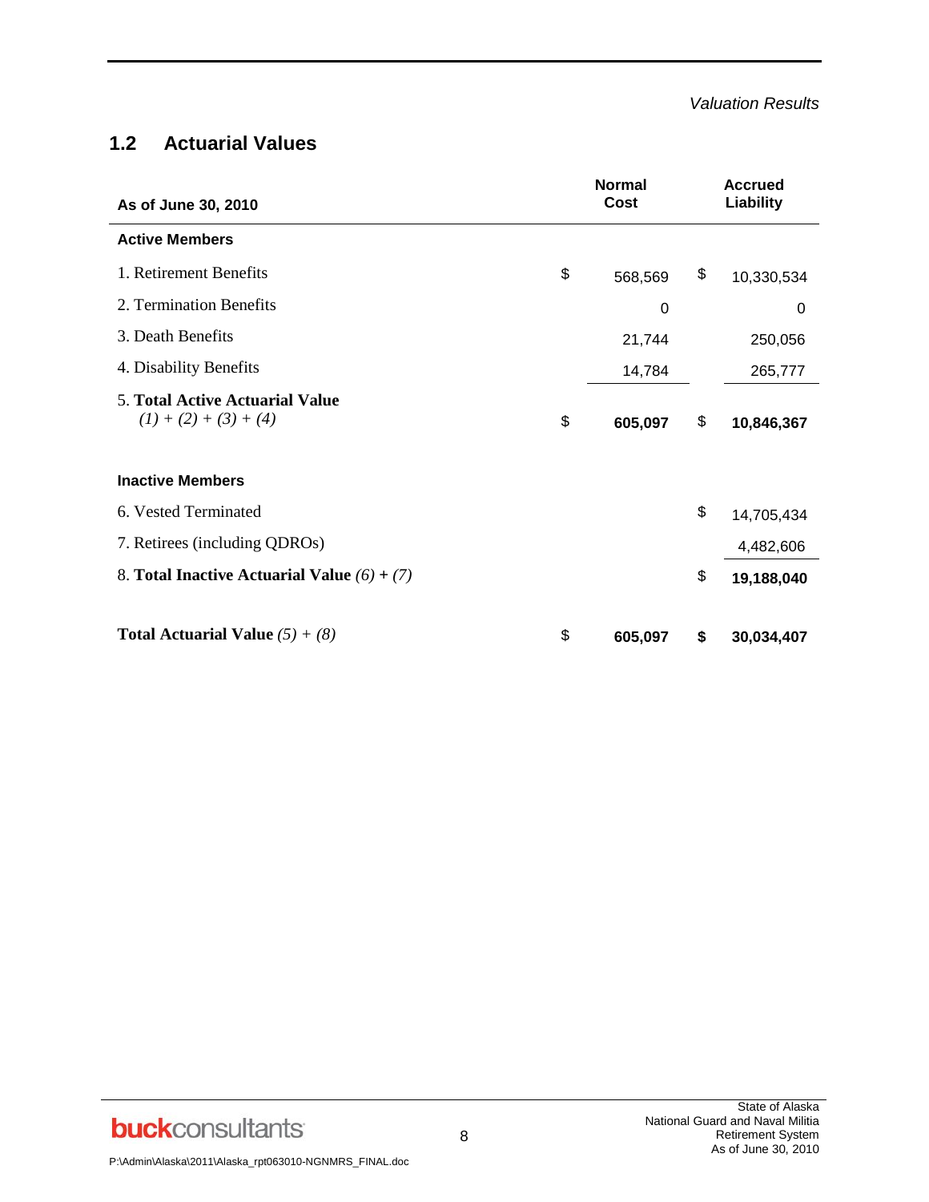## 1.2 Actuarial Values

| As of June 30, 2010 | Normal Cost | Accrued Liability |
|---|---|---|
| **Active Members** | | |
| 1. Retirement Benefits | $ 568,569 | $ 10,330,534 |
| 2. Termination Benefits | 0 | 0 |
| 3. Death Benefits | 21,744 | 250,056 |
| 4. Disability Benefits | 14,784 | 265,777 |
| 5. **Total Active Actuarial Value** *(1) + (2) + (3) + (4)* | $ **605,097** | $ **10,846,367** |
| **Inactive Members** | | |
| 6. Vested Terminated | | $ 14,705,434 |
| 7. Retirees (including QDROs) | | 4,482,606 |
| 8. **Total Inactive Actuarial Value** *(6)* **+** *(7)* | | $ **19,188,040** |
| **Total Actuarial Value** *(5) + (8)* | $ **605,097** | **$ 30,034,407** |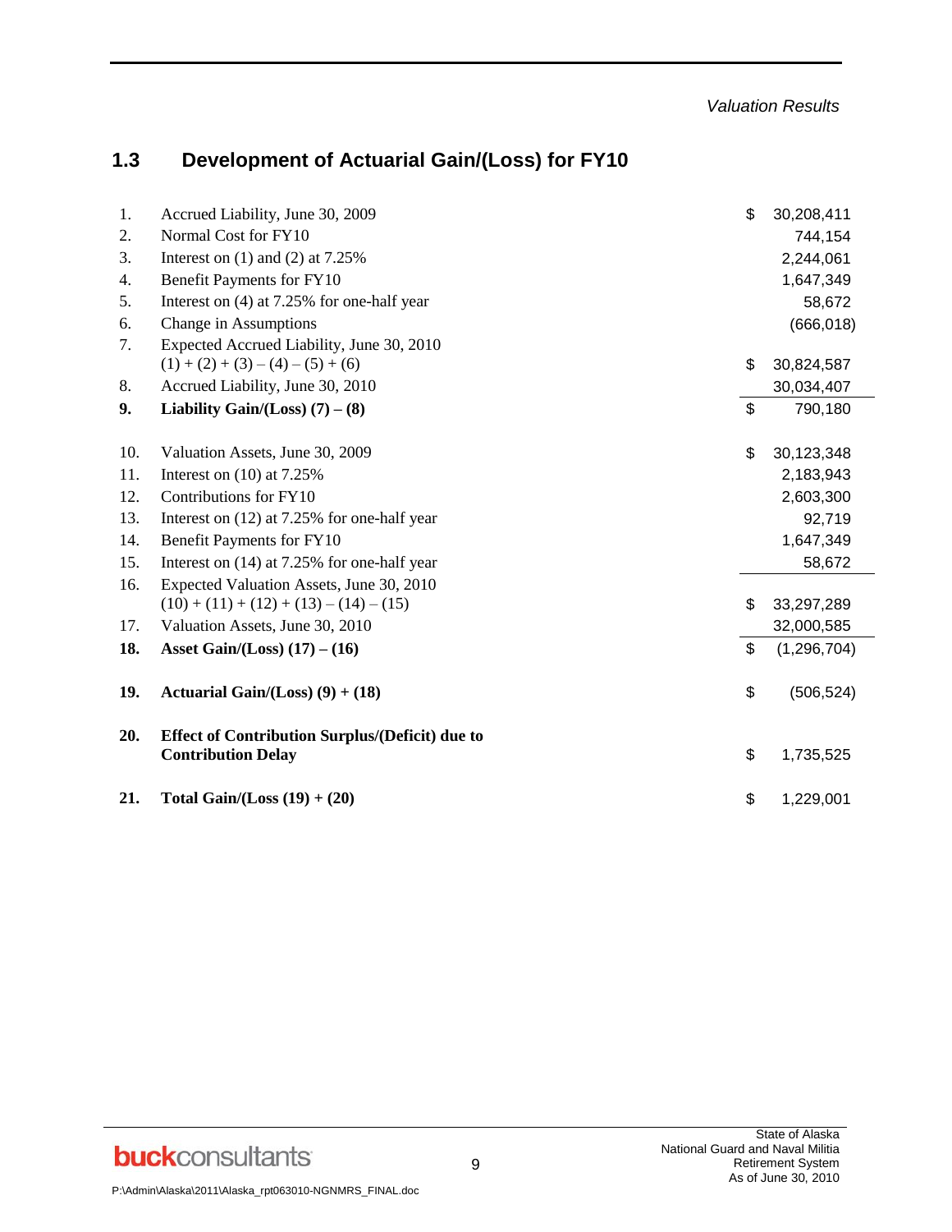## 1.3 Development of Actuarial Gain/(Loss) for FY10

| | | | |
|---|---|---|---|
| 1. | Accrued Liability, June 30, 2009 | $ | 30,208,411 |
| 2. | Normal Cost for FY10 | | 744,154 |
| 3. | Interest on (1) and (2) at 7.25% | | 2,244,061 |
| 4. | Benefit Payments for FY10 | | 1,647,349 |
| 5. | Interest on (4) at 7.25% for one-half year | | 58,672 |
| 6. | Change in Assumptions | | (666,018) |
| 7. | Expected Accrued Liability, June 30, 2010<br>(1) + (2) + (3) – (4) – (5) + (6) | $ | 30,824,587 |
| 8. | Accrued Liability, June 30, 2010 | | 30,034,407 |
| **9.** | **Liability Gain/(Loss) (7) – (8)** | $ | 790,180 |
| 10. | Valuation Assets, June 30, 2009 | $ | 30,123,348 |
| 11. | Interest on (10) at 7.25% | | 2,183,943 |
| 12. | Contributions for FY10 | | 2,603,300 |
| 13. | Interest on (12) at 7.25% for one-half year | | 92,719 |
| 14. | Benefit Payments for FY10 | | 1,647,349 |
| 15. | Interest on (14) at 7.25% for one-half year | | 58,672 |
| 16. | Expected Valuation Assets, June 30, 2010<br>(10) + (11) + (12) + (13) – (14) – (15) | $ | 33,297,289 |
| 17. | Valuation Assets, June 30, 2010 | | 32,000,585 |
| **18.** | **Asset Gain/(Loss) (17) – (16)** | $ | (1,296,704) |
| **19.** | **Actuarial Gain/(Loss) (9) + (18)** | $ | (506,524) |
| **20.** | **Effect of Contribution Surplus/(Deficit) due to Contribution Delay** | $ | 1,735,525 |
| **21.** | **Total Gain/(Loss (19) + (20)** | $ | 1,229,001 |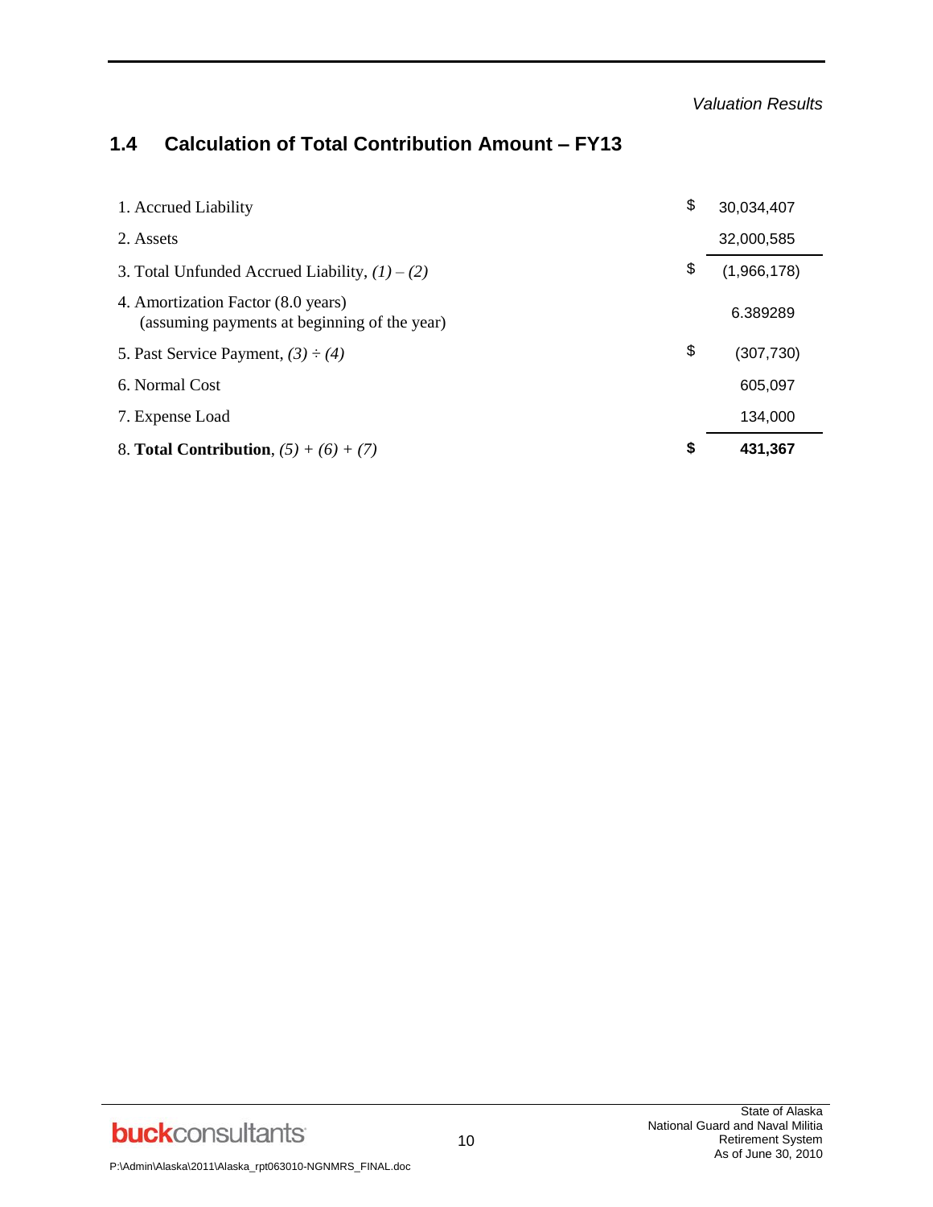*Valuation Results*

## 1.4 Calculation of Total Contribution Amount – FY13

| | | |
|---|---|---|
| 1. Accrued Liability | $ | 30,034,407 |
| 2. Assets | | 32,000,585 |
| 3. Total Unfunded Accrued Liability, *(1) – (2)* | $ | (1,966,178) |
| 4. Amortization Factor (8.0 years) (assuming payments at beginning of the year) | | 6.389289 |
| 5. Past Service Payment, *(3) ÷ (4)* | $ | (307,730) |
| 6. Normal Cost | | 605,097 |
| 7. Expense Load | | 134,000 |
| 8. **Total Contribution**, *(5) + (6) + (7)* | **$** | **431,367** |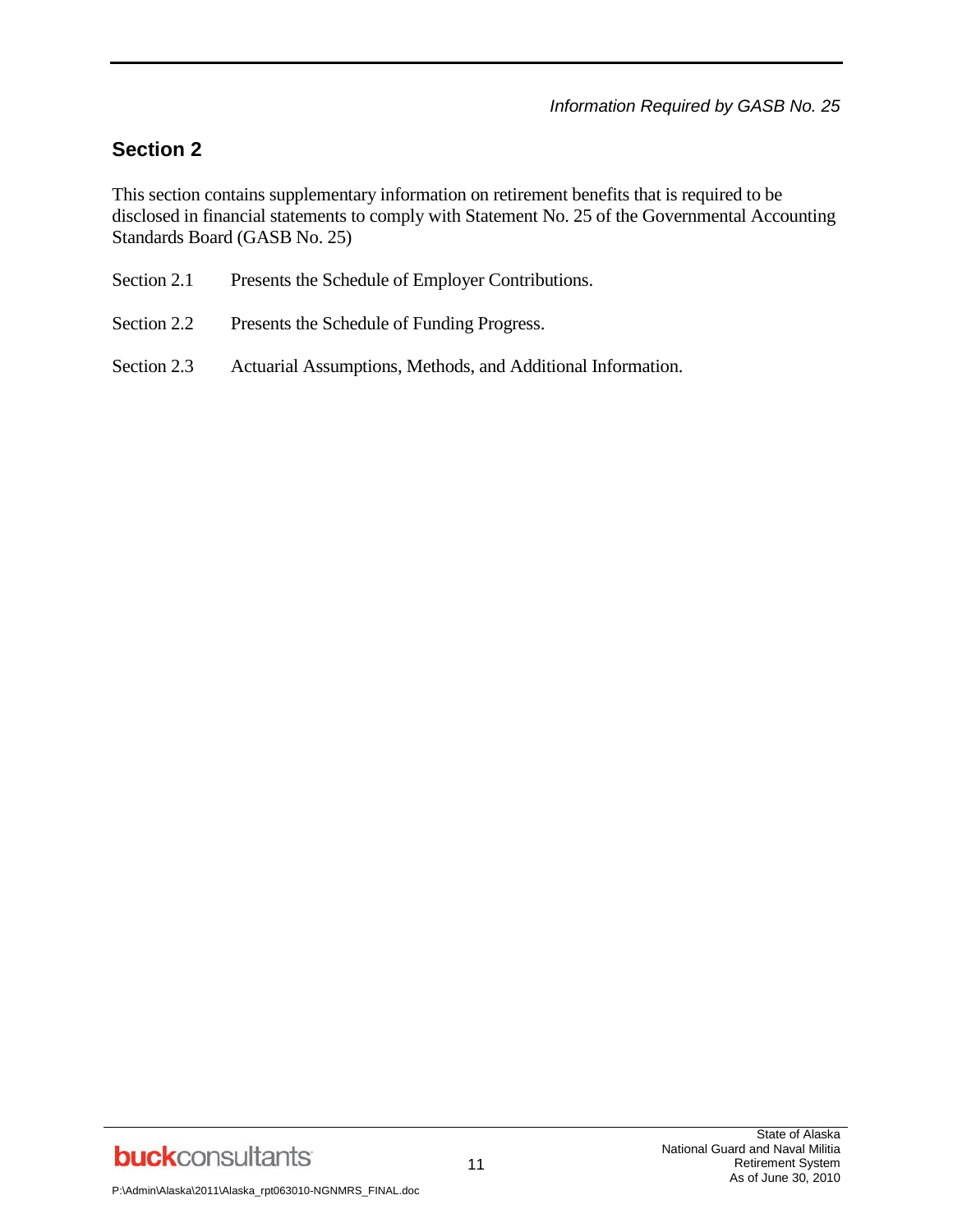*Information Required by GASB No. 25*

## Section 2

This section contains supplementary information on retirement benefits that is required to be disclosed in financial statements to comply with Statement No. 25 of the Governmental Accounting Standards Board (GASB No. 25)

Section 2.1 Presents the Schedule of Employer Contributions.

Section 2.2 Presents the Schedule of Funding Progress.

Section 2.3 Actuarial Assumptions, Methods, and Additional Information.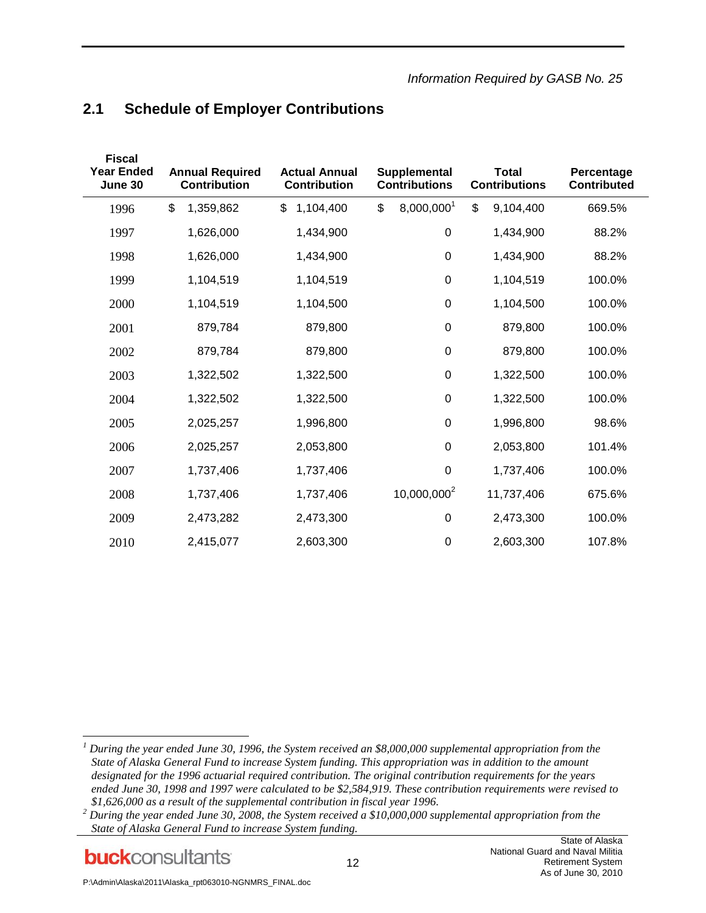*Information Required by GASB No. 25*

## 2.1 Schedule of Employer Contributions

| Fiscal Year Ended June 30 | Annual Required Contribution | Actual Annual Contribution | Supplemental Contributions | Total Contributions | Percentage Contributed |
|---|---|---|---|---|---|
| 1996 | $ 1,359,862 | $ 1,104,400 | $ 8,000,000[1] | $ 9,104,400 | 669.5% |
| 1997 | 1,626,000 | 1,434,900 | 0 | 1,434,900 | 88.2% |
| 1998 | 1,626,000 | 1,434,900 | 0 | 1,434,900 | 88.2% |
| 1999 | 1,104,519 | 1,104,519 | 0 | 1,104,519 | 100.0% |
| 2000 | 1,104,519 | 1,104,500 | 0 | 1,104,500 | 100.0% |
| 2001 | 879,784 | 879,800 | 0 | 879,800 | 100.0% |
| 2002 | 879,784 | 879,800 | 0 | 879,800 | 100.0% |
| 2003 | 1,322,502 | 1,322,500 | 0 | 1,322,500 | 100.0% |
| 2004 | 1,322,502 | 1,322,500 | 0 | 1,322,500 | 100.0% |
| 2005 | 2,025,257 | 1,996,800 | 0 | 1,996,800 | 98.6% |
| 2006 | 2,025,257 | 2,053,800 | 0 | 2,053,800 | 101.4% |
| 2007 | 1,737,406 | 1,737,406 | 0 | 1,737,406 | 100.0% |
| 2008 | 1,737,406 | 1,737,406 | 10,000,000[2] | 11,737,406 | 675.6% |
| 2009 | 2,473,282 | 2,473,300 | 0 | 2,473,300 | 100.0% |
| 2010 | 2,415,077 | 2,603,300 | 0 | 2,603,300 | 107.8% |

[1] *During the year ended June 30, 1996, the System received an $8,000,000 supplemental appropriation from the State of Alaska General Fund to increase System funding. This appropriation was in addition to the amount designated for the 1996 actuarial required contribution. The original contribution requirements for the years ended June 30, 1998 and 1997 were calculated to be $2,584,919. These contribution requirements were revised to $1,626,000 as a result of the supplemental contribution in fiscal year 1996.*

[2] *During the year ended June 30, 2008, the System received a $10,000,000 supplemental appropriation from the State of Alaska General Fund to increase System funding.*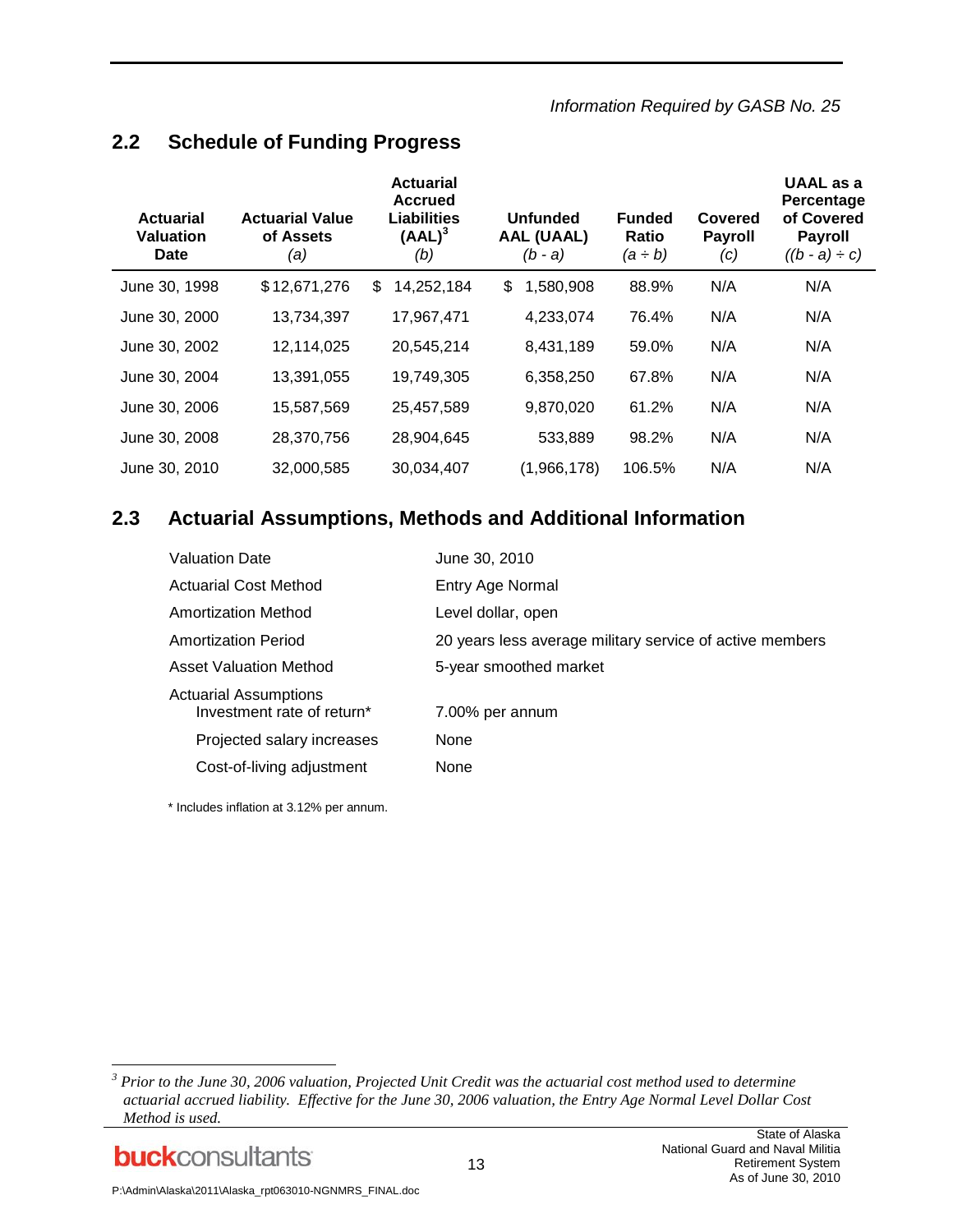*Information Required by GASB No. 25*

## 2.2 Schedule of Funding Progress

| Actuarial Valuation Date | Actuarial Value of Assets *(a)* | Actuarial Accrued Liabilities (AAL)[3] *(b)* | Unfunded AAL (UAAL) *(b - a)* | Funded Ratio *(a ÷ b)* | Covered Payroll *(c)* | UAAL as a Percentage of Covered Payroll *((b - a) ÷ c)* |
|---|---|---|---|---|---|---|
| June 30, 1998 | $12,671,276 | $ 14,252,184 | $ 1,580,908 | 88.9% | N/A | N/A |
| June 30, 2000 | 13,734,397 | 17,967,471 | 4,233,074 | 76.4% | N/A | N/A |
| June 30, 2002 | 12,114,025 | 20,545,214 | 8,431,189 | 59.0% | N/A | N/A |
| June 30, 2004 | 13,391,055 | 19,749,305 | 6,358,250 | 67.8% | N/A | N/A |
| June 30, 2006 | 15,587,569 | 25,457,589 | 9,870,020 | 61.2% | N/A | N/A |
| June 30, 2008 | 28,370,756 | 28,904,645 | 533,889 | 98.2% | N/A | N/A |
| June 30, 2010 | 32,000,585 | 30,034,407 | (1,966,178) | 106.5% | N/A | N/A |

## 2.3 Actuarial Assumptions, Methods and Additional Information

| | |
|---|---|
| Valuation Date | June 30, 2010 |
| Actuarial Cost Method | Entry Age Normal |
| Amortization Method | Level dollar, open |
| Amortization Period | 20 years less average military service of active members |
| Asset Valuation Method | 5-year smoothed market |
| Actuarial Assumptions | |
| Investment rate of return* | 7.00% per annum |
| Projected salary increases | None |
| Cost-of-living adjustment | None |

\* Includes inflation at 3.12% per annum.

[3] *Prior to the June 30, 2006 valuation, Projected Unit Credit was the actuarial cost method used to determine actuarial accrued liability. Effective for the June 30, 2006 valuation, the Entry Age Normal Level Dollar Cost Method is used.*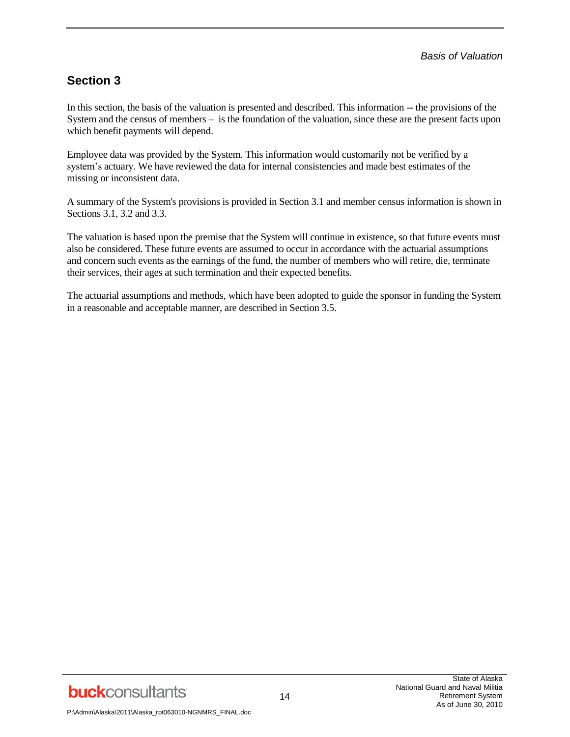## Section 3

In this section, the basis of the valuation is presented and described. This information -- the provisions of the System and the census of members – is the foundation of the valuation, since these are the present facts upon which benefit payments will depend.

Employee data was provided by the System. This information would customarily not be verified by a system's actuary. We have reviewed the data for internal consistencies and made best estimates of the missing or inconsistent data.

A summary of the System's provisions is provided in Section 3.1 and member census information is shown in Sections 3.1, 3.2 and 3.3.

The valuation is based upon the premise that the System will continue in existence, so that future events must also be considered. These future events are assumed to occur in accordance with the actuarial assumptions and concern such events as the earnings of the fund, the number of members who will retire, die, terminate their services, their ages at such termination and their expected benefits.

The actuarial assumptions and methods, which have been adopted to guide the sponsor in funding the System in a reasonable and acceptable manner, are described in Section 3.5.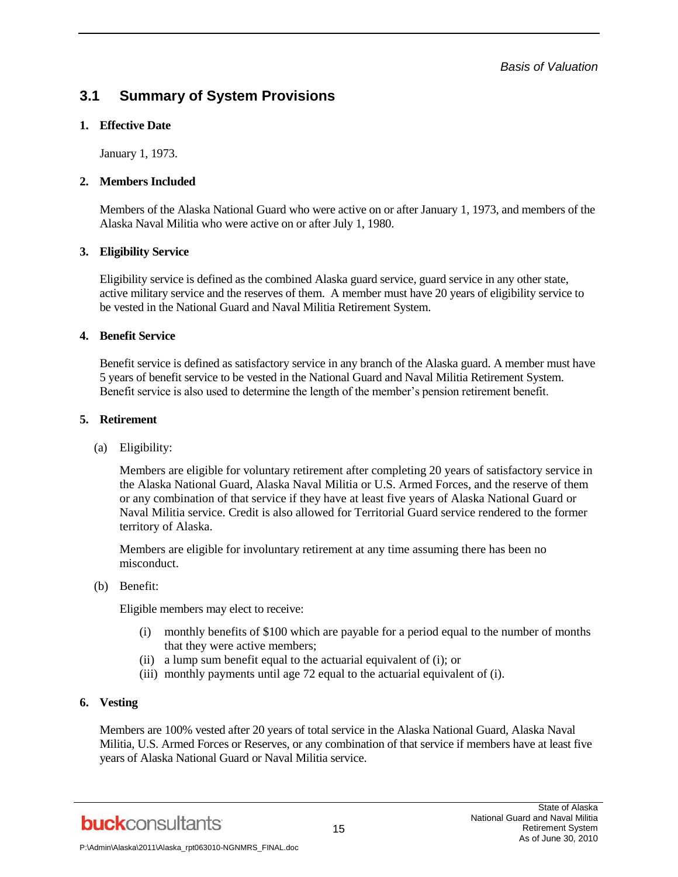## 3.1 Summary of System Provisions

**1. Effective Date**

January 1, 1973.

**2. Members Included**

Members of the Alaska National Guard who were active on or after January 1, 1973, and members of the Alaska Naval Militia who were active on or after July 1, 1980.

**3. Eligibility Service**

Eligibility service is defined as the combined Alaska guard service, guard service in any other state, active military service and the reserves of them. A member must have 20 years of eligibility service to be vested in the National Guard and Naval Militia Retirement System.

**4. Benefit Service**

Benefit service is defined as satisfactory service in any branch of the Alaska guard. A member must have 5 years of benefit service to be vested in the National Guard and Naval Militia Retirement System. Benefit service is also used to determine the length of the member's pension retirement benefit.

**5. Retirement**

(a) Eligibility:

Members are eligible for voluntary retirement after completing 20 years of satisfactory service in the Alaska National Guard, Alaska Naval Militia or U.S. Armed Forces, and the reserve of them or any combination of that service if they have at least five years of Alaska National Guard or Naval Militia service. Credit is also allowed for Territorial Guard service rendered to the former territory of Alaska.

Members are eligible for involuntary retirement at any time assuming there has been no misconduct.

(b) Benefit:

Eligible members may elect to receive:

(i) monthly benefits of $100 which are payable for a period equal to the number of months that they were active members;
(ii) a lump sum benefit equal to the actuarial equivalent of (i); or
(iii) monthly payments until age 72 equal to the actuarial equivalent of (i).

**6. Vesting**

Members are 100% vested after 20 years of total service in the Alaska National Guard, Alaska Naval Militia, U.S. Armed Forces or Reserves, or any combination of that service if members have at least five years of Alaska National Guard or Naval Militia service.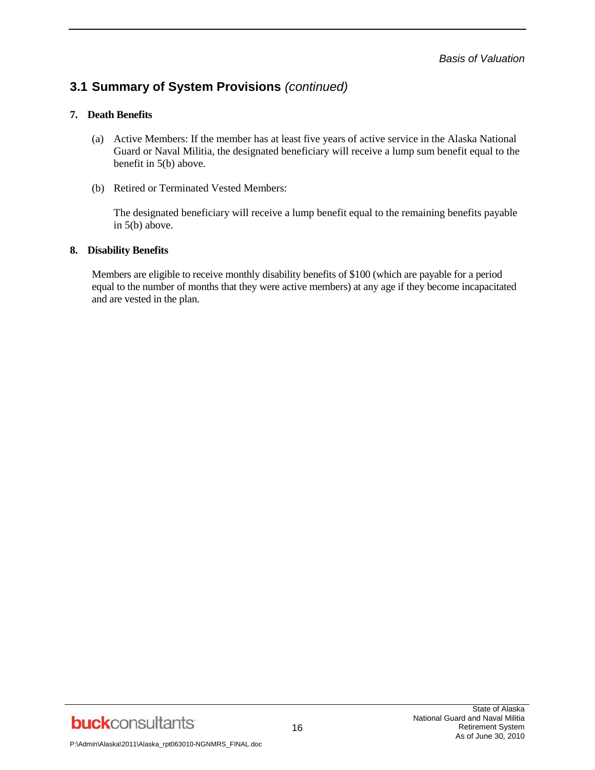## 3.1 Summary of System Provisions *(continued)*

**7. Death Benefits**

(a) Active Members: If the member has at least five years of active service in the Alaska National Guard or Naval Militia, the designated beneficiary will receive a lump sum benefit equal to the benefit in 5(b) above.

(b) Retired or Terminated Vested Members:

The designated beneficiary will receive a lump benefit equal to the remaining benefits payable in 5(b) above.

**8. Disability Benefits**

Members are eligible to receive monthly disability benefits of $100 (which are payable for a period equal to the number of months that they were active members) at any age if they become incapacitated and are vested in the plan.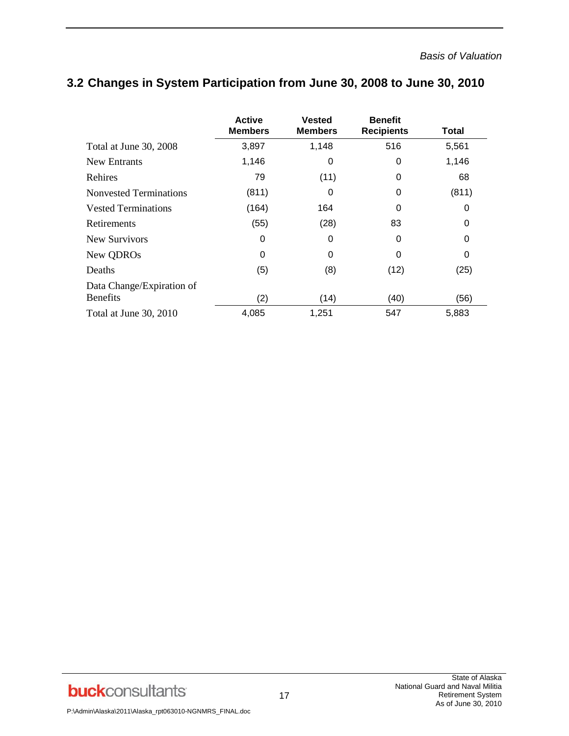## 3.2 Changes in System Participation from June 30, 2008 to June 30, 2010

| | Active Members | Vested Members | Benefit Recipients | Total |
|---|---|---|---|---|
| Total at June 30, 2008 | 3,897 | 1,148 | 516 | 5,561 |
| New Entrants | 1,146 | 0 | 0 | 1,146 |
| Rehires | 79 | (11) | 0 | 68 |
| Nonvested Terminations | (811) | 0 | 0 | (811) |
| Vested Terminations | (164) | 164 | 0 | 0 |
| Retirements | (55) | (28) | 83 | 0 |
| New Survivors | 0 | 0 | 0 | 0 |
| New QDROs | 0 | 0 | 0 | 0 |
| Deaths | (5) | (8) | (12) | (25) |
| Data Change/Expiration of Benefits | (2) | (14) | (40) | (56) |
| Total at June 30, 2010 | 4,085 | 1,251 | 547 | 5,883 |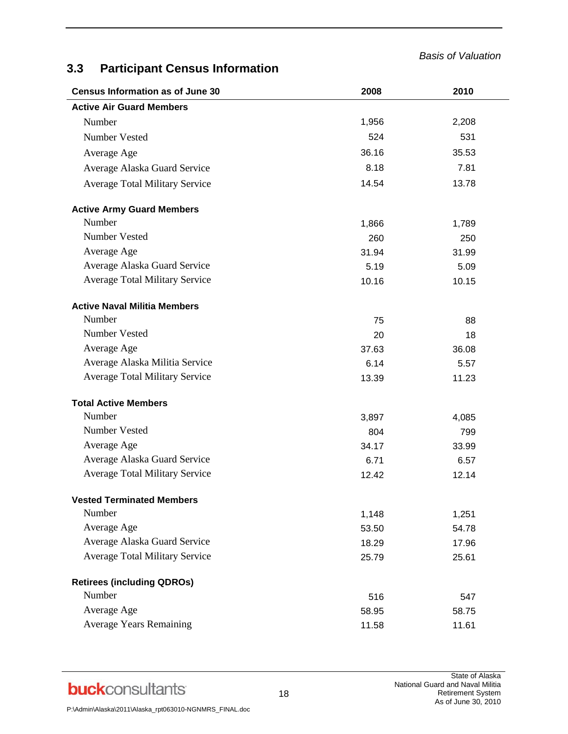*Basis of Valuation*

### 3.3 Participant Census Information

| Census Information as of June 30 | 2008 | 2010 |
|---|---|---|
| **Active Air Guard Members** | | |
| Number | 1,956 | 2,208 |
| Number Vested | 524 | 531 |
| Average Age | 36.16 | 35.53 |
| Average Alaska Guard Service | 8.18 | 7.81 |
| Average Total Military Service | 14.54 | 13.78 |
| **Active Army Guard Members** | | |
| Number | 1,866 | 1,789 |
| Number Vested | 260 | 250 |
| Average Age | 31.94 | 31.99 |
| Average Alaska Guard Service | 5.19 | 5.09 |
| Average Total Military Service | 10.16 | 10.15 |
| **Active Naval Militia Members** | | |
| Number | 75 | 88 |
| Number Vested | 20 | 18 |
| Average Age | 37.63 | 36.08 |
| Average Alaska Militia Service | 6.14 | 5.57 |
| Average Total Military Service | 13.39 | 11.23 |
| **Total Active Members** | | |
| Number | 3,897 | 4,085 |
| Number Vested | 804 | 799 |
| Average Age | 34.17 | 33.99 |
| Average Alaska Guard Service | 6.71 | 6.57 |
| Average Total Military Service | 12.42 | 12.14 |
| **Vested Terminated Members** | | |
| Number | 1,148 | 1,251 |
| Average Age | 53.50 | 54.78 |
| Average Alaska Guard Service | 18.29 | 17.96 |
| Average Total Military Service | 25.79 | 25.61 |
| **Retirees (including QDROs)** | | |
| Number | 516 | 547 |
| Average Age | 58.95 | 58.75 |
| Average Years Remaining | 11.58 | 11.61 |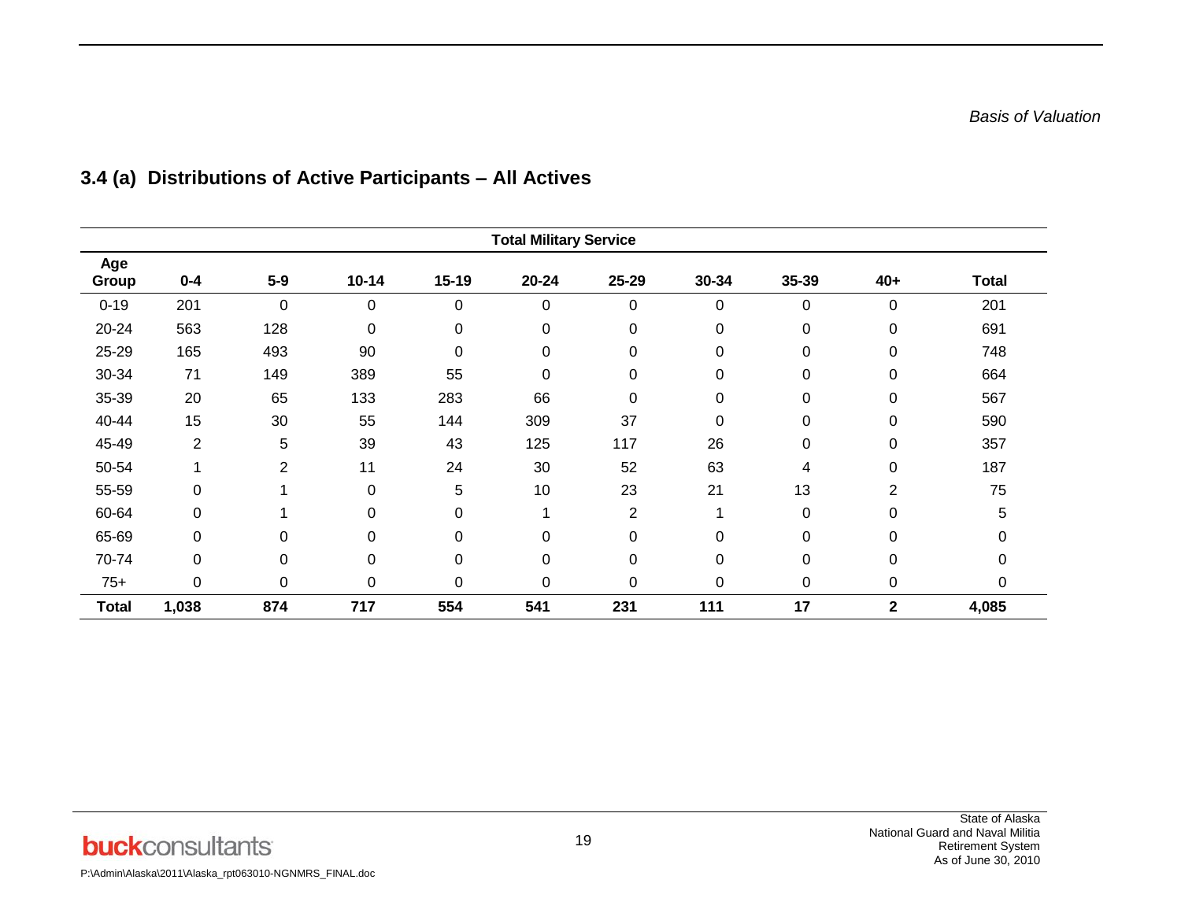## 3.4 (a) Distributions of Active Participants – All Actives

| | Total Military Service | | | | | | | | | |
|---|---|---|---|---|---|---|---|---|---|---|
| **Age Group** | **0-4** | **5-9** | **10-14** | **15-19** | **20-24** | **25-29** | **30-34** | **35-39** | **40+** | **Total** |
| 0-19 | 201 | 0 | 0 | 0 | 0 | 0 | 0 | 0 | 0 | 201 |
| 20-24 | 563 | 128 | 0 | 0 | 0 | 0 | 0 | 0 | 0 | 691 |
| 25-29 | 165 | 493 | 90 | 0 | 0 | 0 | 0 | 0 | 0 | 748 |
| 30-34 | 71 | 149 | 389 | 55 | 0 | 0 | 0 | 0 | 0 | 664 |
| 35-39 | 20 | 65 | 133 | 283 | 66 | 0 | 0 | 0 | 0 | 567 |
| 40-44 | 15 | 30 | 55 | 144 | 309 | 37 | 0 | 0 | 0 | 590 |
| 45-49 | 2 | 5 | 39 | 43 | 125 | 117 | 26 | 0 | 0 | 357 |
| 50-54 | 1 | 2 | 11 | 24 | 30 | 52 | 63 | 4 | 0 | 187 |
| 55-59 | 0 | 1 | 0 | 5 | 10 | 23 | 21 | 13 | 2 | 75 |
| 60-64 | 0 | 1 | 0 | 0 | 1 | 2 | 1 | 0 | 0 | 5 |
| 65-69 | 0 | 0 | 0 | 0 | 0 | 0 | 0 | 0 | 0 | 0 |
| 70-74 | 0 | 0 | 0 | 0 | 0 | 0 | 0 | 0 | 0 | 0 |
| 75+ | 0 | 0 | 0 | 0 | 0 | 0 | 0 | 0 | 0 | 0 |
| **Total** | **1,038** | **874** | **717** | **554** | **541** | **231** | **111** | **17** | **2** | **4,085** |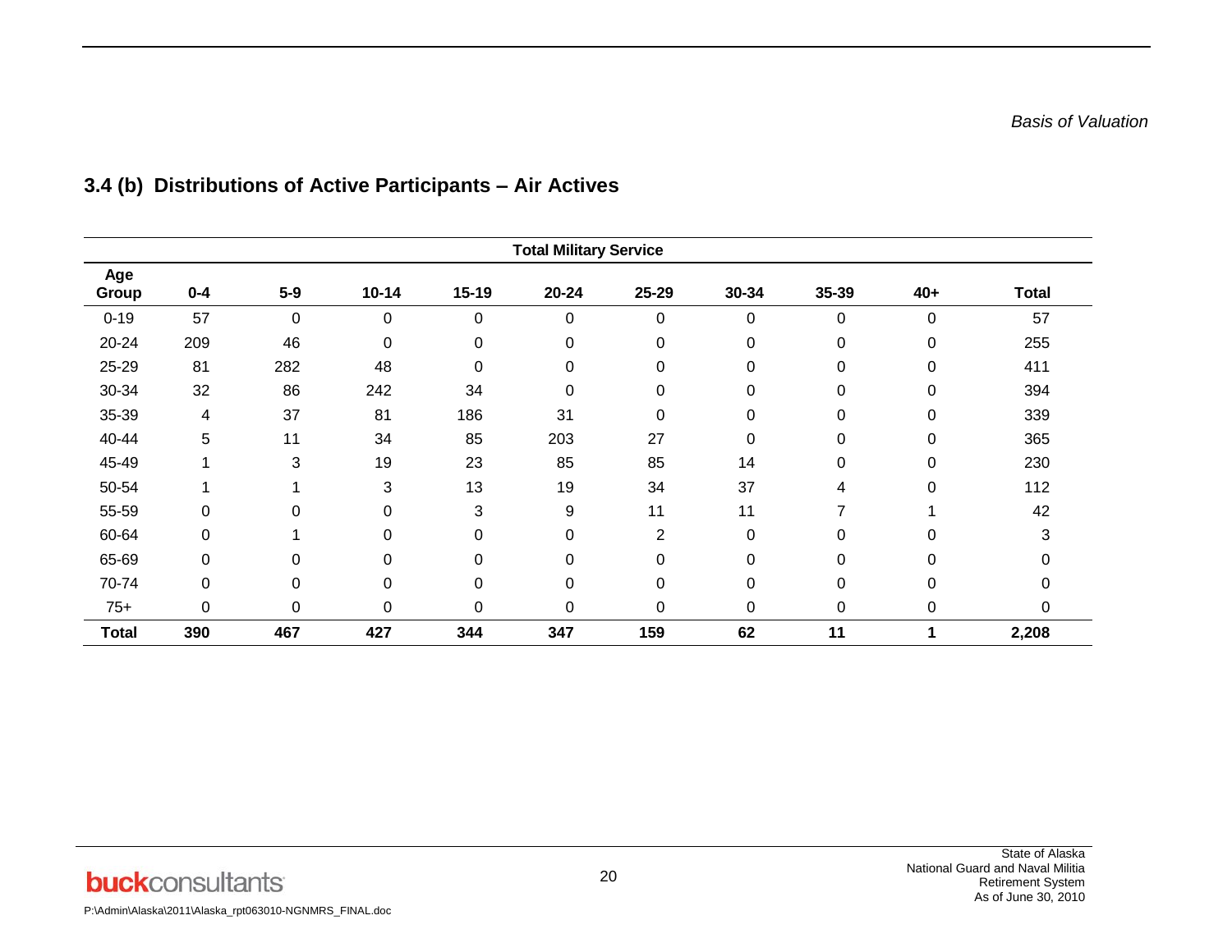## 3.4 (b) Distributions of Active Participants – Air Actives

| | Total Military Service | | | | | | | | | |
|---|---|---|---|---|---|---|---|---|---|---|
| **Age Group** | **0-4** | **5-9** | **10-14** | **15-19** | **20-24** | **25-29** | **30-34** | **35-39** | **40+** | **Total** |
| 0-19 | 57 | 0 | 0 | 0 | 0 | 0 | 0 | 0 | 0 | 57 |
| 20-24 | 209 | 46 | 0 | 0 | 0 | 0 | 0 | 0 | 0 | 255 |
| 25-29 | 81 | 282 | 48 | 0 | 0 | 0 | 0 | 0 | 0 | 411 |
| 30-34 | 32 | 86 | 242 | 34 | 0 | 0 | 0 | 0 | 0 | 394 |
| 35-39 | 4 | 37 | 81 | 186 | 31 | 0 | 0 | 0 | 0 | 339 |
| 40-44 | 5 | 11 | 34 | 85 | 203 | 27 | 0 | 0 | 0 | 365 |
| 45-49 | 1 | 3 | 19 | 23 | 85 | 85 | 14 | 0 | 0 | 230 |
| 50-54 | 1 | 1 | 3 | 13 | 19 | 34 | 37 | 4 | 0 | 112 |
| 55-59 | 0 | 0 | 0 | 3 | 9 | 11 | 11 | 7 | 1 | 42 |
| 60-64 | 0 | 1 | 0 | 0 | 0 | 2 | 0 | 0 | 0 | 3 |
| 65-69 | 0 | 0 | 0 | 0 | 0 | 0 | 0 | 0 | 0 | 0 |
| 70-74 | 0 | 0 | 0 | 0 | 0 | 0 | 0 | 0 | 0 | 0 |
| 75+ | 0 | 0 | 0 | 0 | 0 | 0 | 0 | 0 | 0 | 0 |
| **Total** | **390** | **467** | **427** | **344** | **347** | **159** | **62** | **11** | **1** | **2,208** |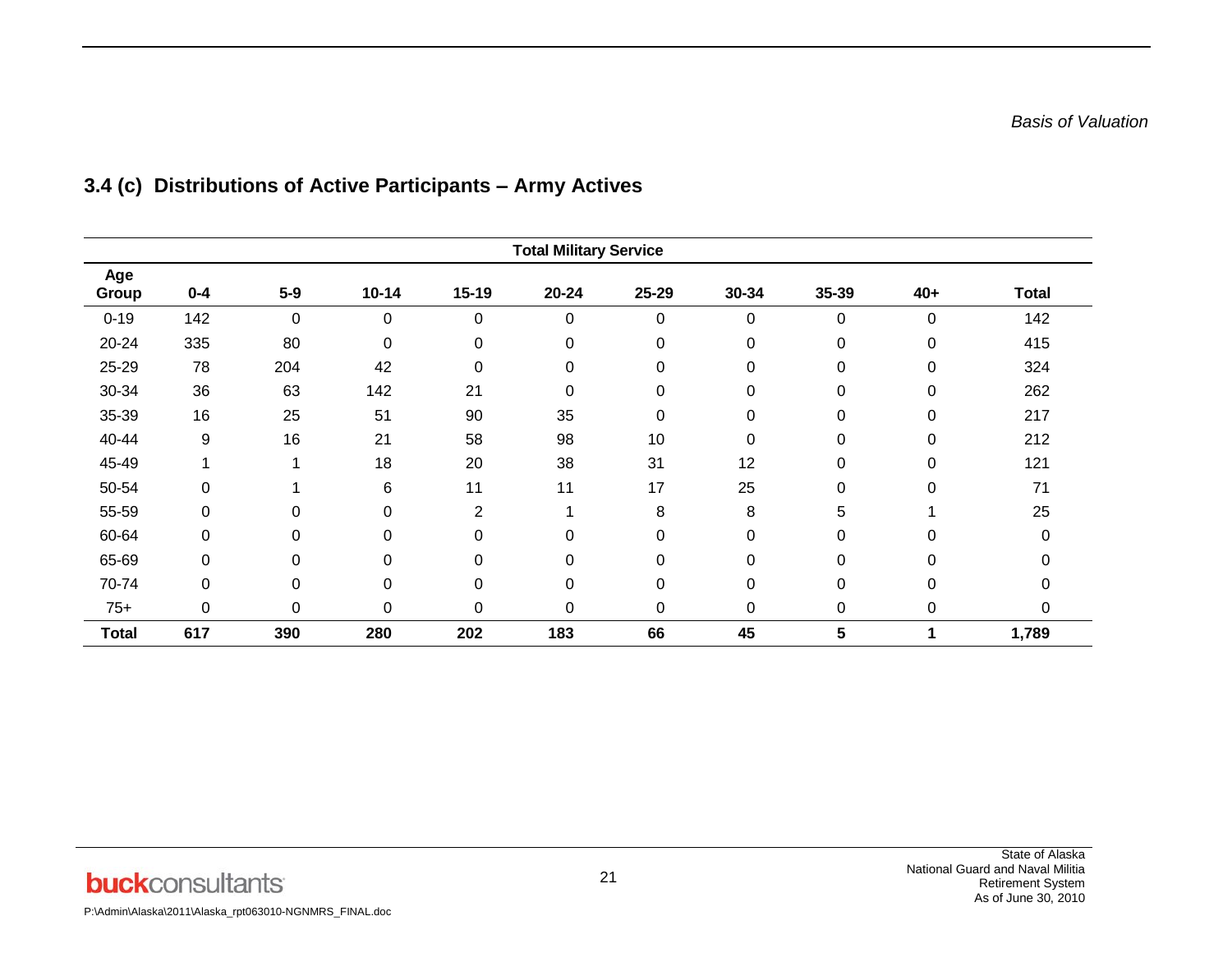## 3.4 (c) Distributions of Active Participants – Army Actives

| | Total Military Service | | | | | | | | | |
|---|---|---|---|---|---|---|---|---|---|---|
| **Age Group** | **0-4** | **5-9** | **10-14** | **15-19** | **20-24** | **25-29** | **30-34** | **35-39** | **40+** | **Total** |
| 0-19 | 142 | 0 | 0 | 0 | 0 | 0 | 0 | 0 | 0 | 142 |
| 20-24 | 335 | 80 | 0 | 0 | 0 | 0 | 0 | 0 | 0 | 415 |
| 25-29 | 78 | 204 | 42 | 0 | 0 | 0 | 0 | 0 | 0 | 324 |
| 30-34 | 36 | 63 | 142 | 21 | 0 | 0 | 0 | 0 | 0 | 262 |
| 35-39 | 16 | 25 | 51 | 90 | 35 | 0 | 0 | 0 | 0 | 217 |
| 40-44 | 9 | 16 | 21 | 58 | 98 | 10 | 0 | 0 | 0 | 212 |
| 45-49 | 1 | 1 | 18 | 20 | 38 | 31 | 12 | 0 | 0 | 121 |
| 50-54 | 0 | 1 | 6 | 11 | 11 | 17 | 25 | 0 | 0 | 71 |
| 55-59 | 0 | 0 | 0 | 2 | 1 | 8 | 8 | 5 | 1 | 25 |
| 60-64 | 0 | 0 | 0 | 0 | 0 | 0 | 0 | 0 | 0 | 0 |
| 65-69 | 0 | 0 | 0 | 0 | 0 | 0 | 0 | 0 | 0 | 0 |
| 70-74 | 0 | 0 | 0 | 0 | 0 | 0 | 0 | 0 | 0 | 0 |
| 75+ | 0 | 0 | 0 | 0 | 0 | 0 | 0 | 0 | 0 | 0 |
| **Total** | **617** | **390** | **280** | **202** | **183** | **66** | **45** | **5** | **1** | **1,789** |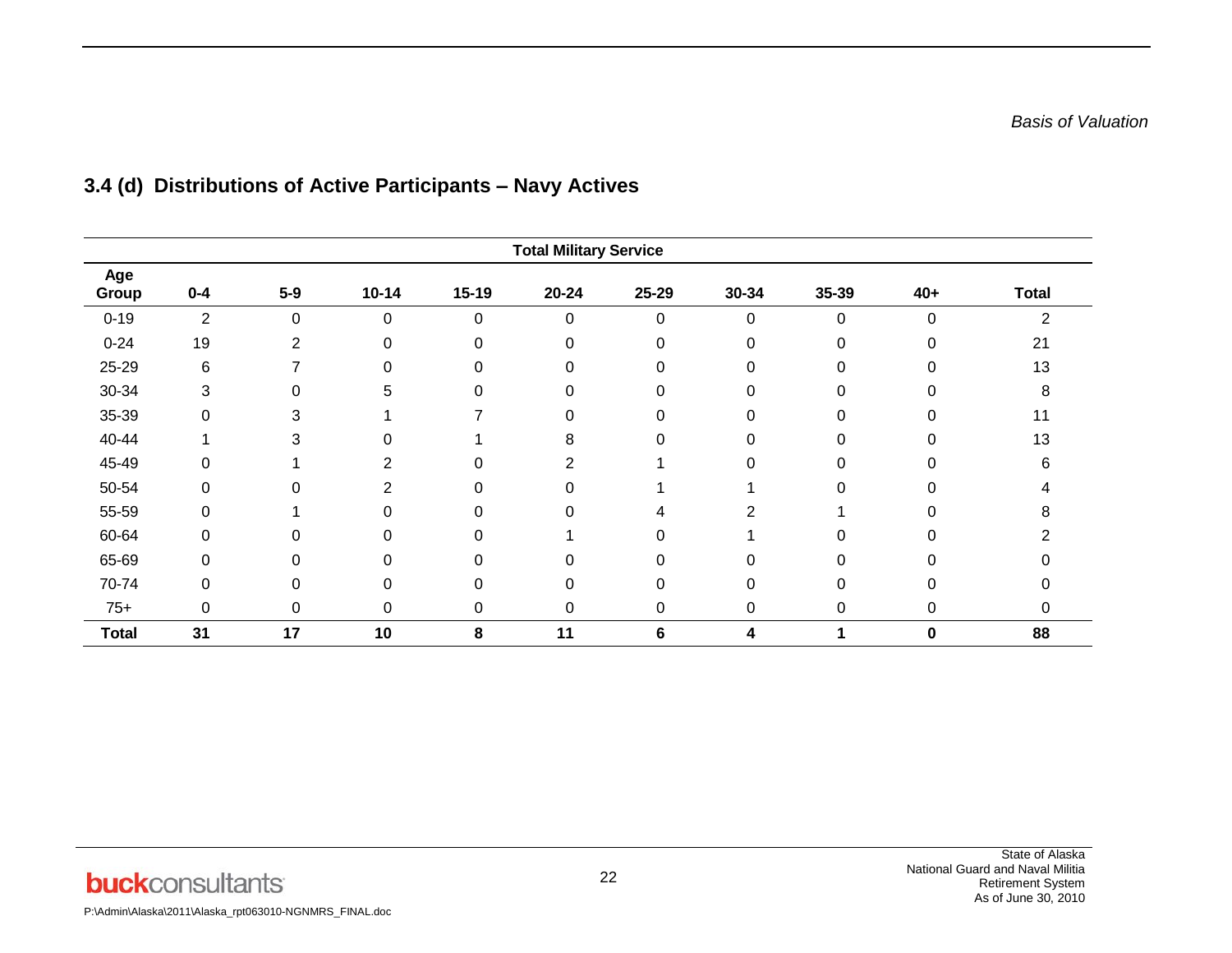*Basis of Valuation*

## 3.4 (d) Distributions of Active Participants – Navy Actives

| | Total Military Service | | | | | | | | | |
|---|---|---|---|---|---|---|---|---|---|---|
| **Age Group** | **0-4** | **5-9** | **10-14** | **15-19** | **20-24** | **25-29** | **30-34** | **35-39** | **40+** | **Total** |
| 0-19 | 2 | 0 | 0 | 0 | 0 | 0 | 0 | 0 | 0 | 2 |
| 0-24 | 19 | 2 | 0 | 0 | 0 | 0 | 0 | 0 | 0 | 21 |
| 25-29 | 6 | 7 | 0 | 0 | 0 | 0 | 0 | 0 | 0 | 13 |
| 30-34 | 3 | 0 | 5 | 0 | 0 | 0 | 0 | 0 | 0 | 8 |
| 35-39 | 0 | 3 | 1 | 7 | 0 | 0 | 0 | 0 | 0 | 11 |
| 40-44 | 1 | 3 | 0 | 1 | 8 | 0 | 0 | 0 | 0 | 13 |
| 45-49 | 0 | 1 | 2 | 0 | 2 | 1 | 0 | 0 | 0 | 6 |
| 50-54 | 0 | 0 | 2 | 0 | 0 | 1 | 1 | 0 | 0 | 4 |
| 55-59 | 0 | 1 | 0 | 0 | 0 | 4 | 2 | 1 | 0 | 8 |
| 60-64 | 0 | 0 | 0 | 0 | 1 | 0 | 1 | 0 | 0 | 2 |
| 65-69 | 0 | 0 | 0 | 0 | 0 | 0 | 0 | 0 | 0 | 0 |
| 70-74 | 0 | 0 | 0 | 0 | 0 | 0 | 0 | 0 | 0 | 0 |
| 75+ | 0 | 0 | 0 | 0 | 0 | 0 | 0 | 0 | 0 | 0 |
| **Total** | **31** | **17** | **10** | **8** | **11** | **6** | **4** | **1** | **0** | **88** |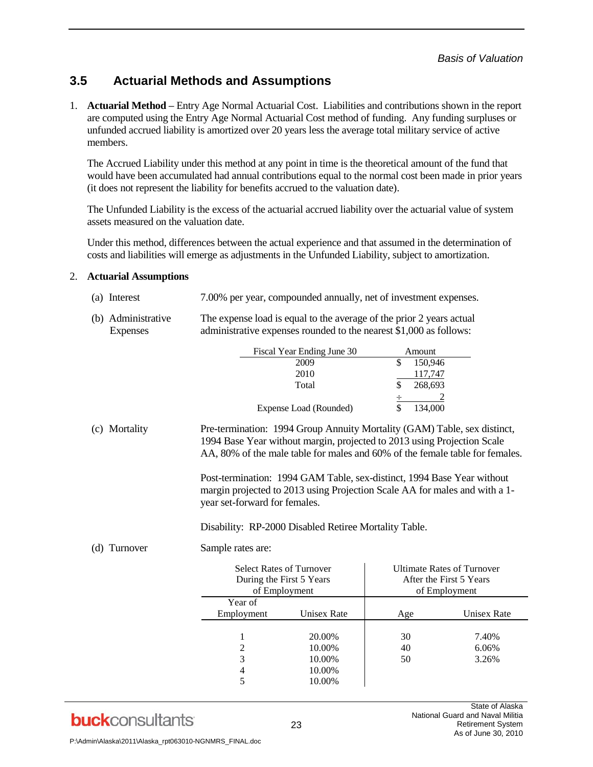## 3.5 Actuarial Methods and Assumptions

1. **Actuarial Method –** Entry Age Normal Actuarial Cost. Liabilities and contributions shown in the report are computed using the Entry Age Normal Actuarial Cost method of funding. Any funding surpluses or unfunded accrued liability is amortized over 20 years less the average total military service of active members.

   The Accrued Liability under this method at any point in time is the theoretical amount of the fund that would have been accumulated had annual contributions equal to the normal cost been made in prior years (it does not represent the liability for benefits accrued to the valuation date).

   The Unfunded Liability is the excess of the actuarial accrued liability over the actuarial value of system assets measured on the valuation date.

   Under this method, differences between the actual experience and that assumed in the determination of costs and liabilities will emerge as adjustments in the Unfunded Liability, subject to amortization.

2. **Actuarial Assumptions**

   (a) Interest — 7.00% per year, compounded annually, net of investment expenses.

   (b) Administrative Expenses — The expense load is equal to the average of the prior 2 years actual administrative expenses rounded to the nearest $1,000 as follows:

| Fiscal Year Ending June 30 | Amount |
|---|---|
| 2009 | $ 150,946 |
| 2010 | 117,747 |
| Total | $ 268,693 |
| | ÷ 2 |
| Expense Load (Rounded) | $ 134,000 |

   (c) Mortality — Pre-termination: 1994 Group Annuity Mortality (GAM) Table, sex distinct, 1994 Base Year without margin, projected to 2013 using Projection Scale AA, 80% of the male table for males and 60% of the female table for females.

   Post-termination: 1994 GAM Table, sex-distinct, 1994 Base Year without margin projected to 2013 using Projection Scale AA for males and with a 1-year set-forward for females.

   Disability: RP-2000 Disabled Retiree Mortality Table.

   (d) Turnover — Sample rates are:

| Select Rates of Turnover During the First 5 Years of Employment | | Ultimate Rates of Turnover After the First 5 Years of Employment | |
|---|---|---|---|
| Year of Employment | Unisex Rate | Age | Unisex Rate |
| 1 | 20.00% | 30 | 7.40% |
| 2 | 10.00% | 40 | 6.06% |
| 3 | 10.00% | 50 | 3.26% |
| 4 | 10.00% | | |
| 5 | 10.00% | | |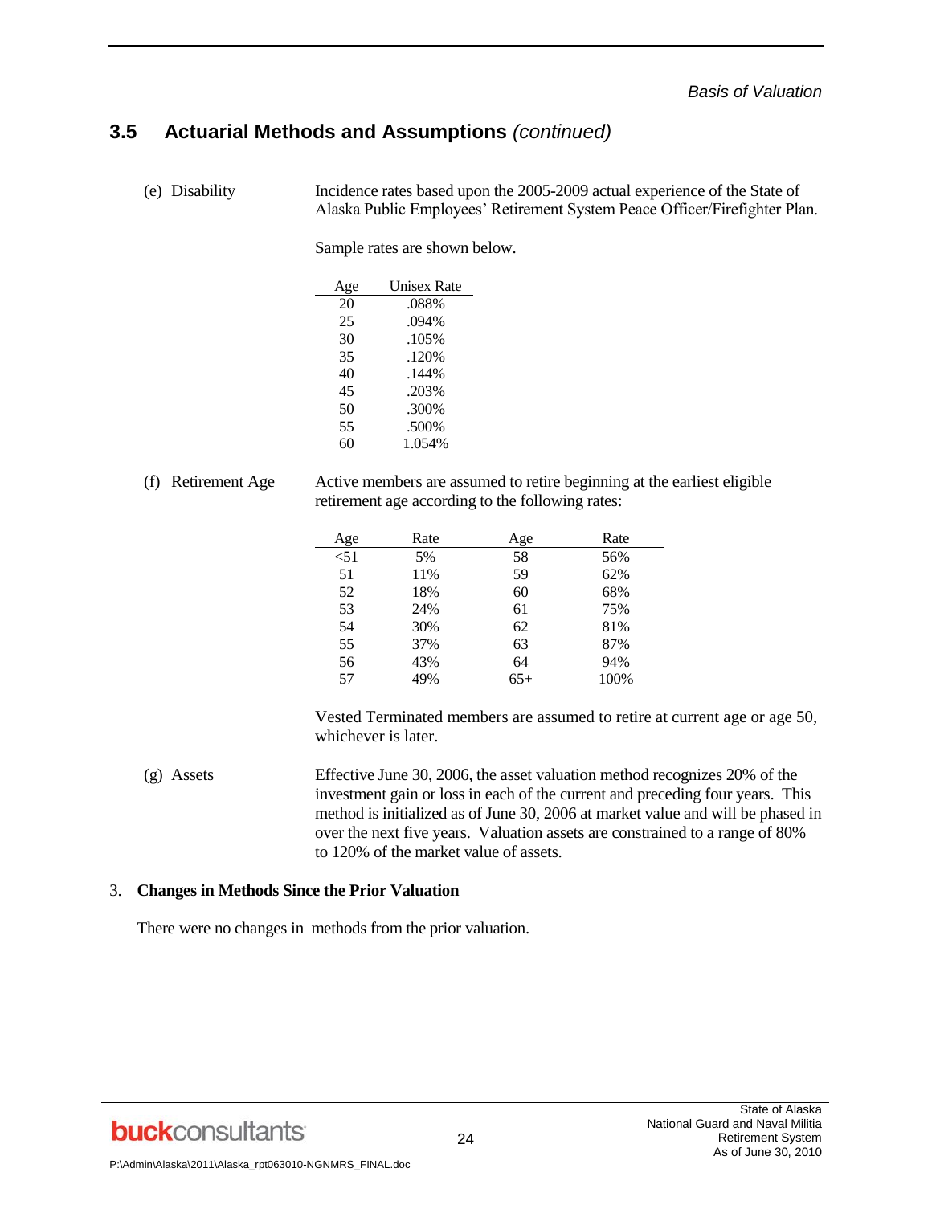## 3.5 Actuarial Methods and Assumptions *(continued)*

(e) Disability

Incidence rates based upon the 2005-2009 actual experience of the State of Alaska Public Employees' Retirement System Peace Officer/Firefighter Plan.

Sample rates are shown below.

| Age | Unisex Rate |
|---|---|
| 20 | .088% |
| 25 | .094% |
| 30 | .105% |
| 35 | .120% |
| 40 | .144% |
| 45 | .203% |
| 50 | .300% |
| 55 | .500% |
| 60 | 1.054% |

(f) Retirement Age

Active members are assumed to retire beginning at the earliest eligible retirement age according to the following rates:

| Age | Rate | Age | Rate |
|---|---|---|---|
| <51 | 5% | 58 | 56% |
| 51 | 11% | 59 | 62% |
| 52 | 18% | 60 | 68% |
| 53 | 24% | 61 | 75% |
| 54 | 30% | 62 | 81% |
| 55 | 37% | 63 | 87% |
| 56 | 43% | 64 | 94% |
| 57 | 49% | 65+ | 100% |

Vested Terminated members are assumed to retire at current age or age 50, whichever is later.

(g) Assets

Effective June 30, 2006, the asset valuation method recognizes 20% of the investment gain or loss in each of the current and preceding four years. This method is initialized as of June 30, 2006 at market value and will be phased in over the next five years. Valuation assets are constrained to a range of 80% to 120% of the market value of assets.

3. **Changes in Methods Since the Prior Valuation**

There were no changes in methods from the prior valuation.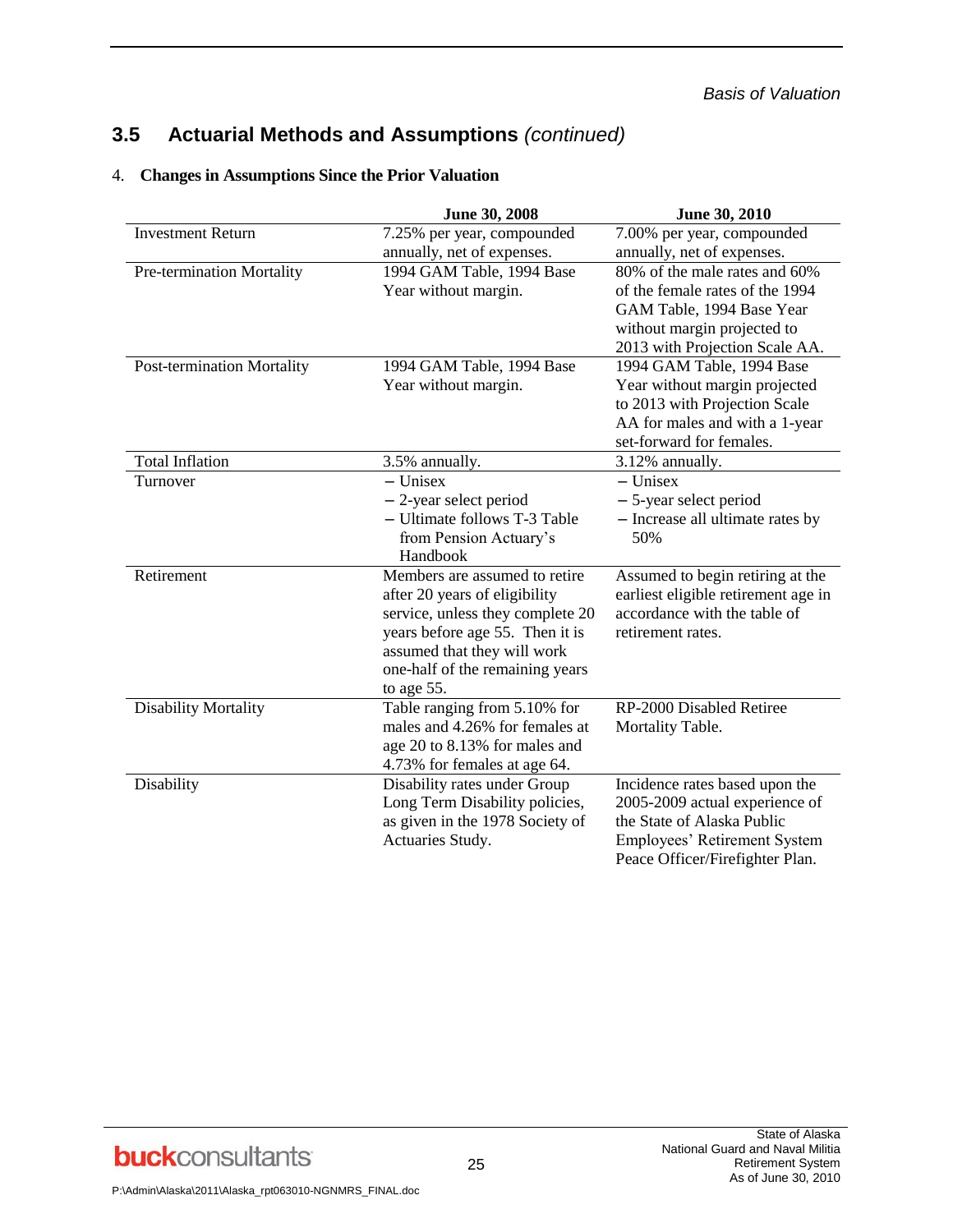## 3.5 Actuarial Methods and Assumptions *(continued)*

4. **Changes in Assumptions Since the Prior Valuation**

| | **June 30, 2008** | **June 30, 2010** |
|---|---|---|
| Investment Return | 7.25% per year, compounded annually, net of expenses. | 7.00% per year, compounded annually, net of expenses. |
| Pre-termination Mortality | 1994 GAM Table, 1994 Base Year without margin. | 80% of the male rates and 60% of the female rates of the 1994 GAM Table, 1994 Base Year without margin projected to 2013 with Projection Scale AA. |
| Post-termination Mortality | 1994 GAM Table, 1994 Base Year without margin. | 1994 GAM Table, 1994 Base Year without margin projected to 2013 with Projection Scale AA for males and with a 1-year set-forward for females. |
| Total Inflation | 3.5% annually. | 3.12% annually. |
| Turnover | – Unisex<br>– 2-year select period<br>– Ultimate follows T-3 Table from Pension Actuary's Handbook | – Unisex<br>– 5-year select period<br>– Increase all ultimate rates by 50% |
| Retirement | Members are assumed to retire after 20 years of eligibility service, unless they complete 20 years before age 55. Then it is assumed that they will work one-half of the remaining years to age 55. | Assumed to begin retiring at the earliest eligible retirement age in accordance with the table of retirement rates. |
| Disability Mortality | Table ranging from 5.10% for males and 4.26% for females at age 20 to 8.13% for males and 4.73% for females at age 64. | RP-2000 Disabled Retiree Mortality Table. |
| Disability | Disability rates under Group Long Term Disability policies, as given in the 1978 Society of Actuaries Study. | Incidence rates based upon the 2005-2009 actual experience of the State of Alaska Public Employees' Retirement System Peace Officer/Firefighter Plan. |